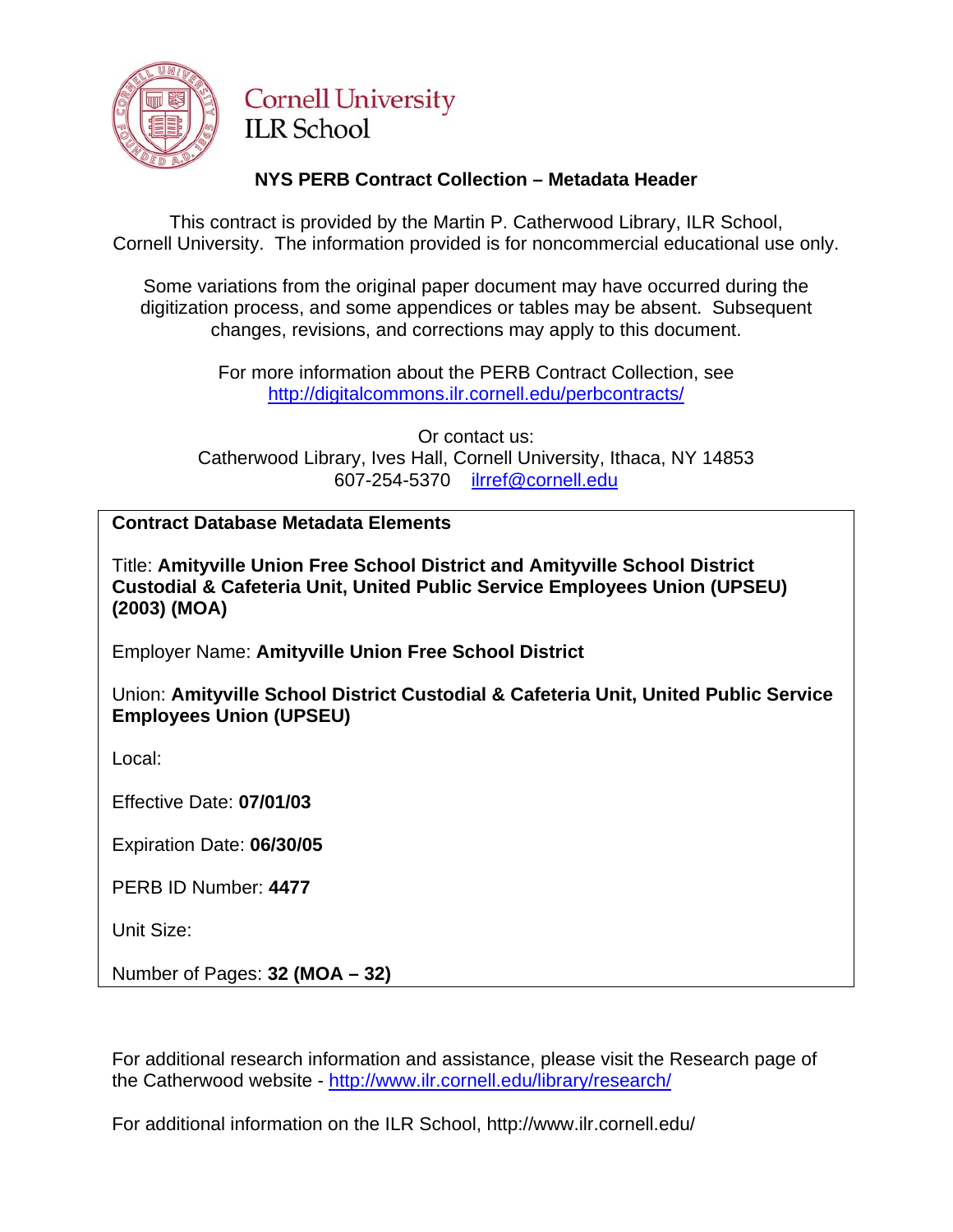Cornell University
ILR School

## NYS PERB Contract Collection – Metadata Header

This contract is provided by the Martin P. Catherwood Library, ILR School, Cornell University. The information provided is for noncommercial educational use only.

Some variations from the original paper document may have occurred during the digitization process, and some appendices or tables may be absent. Subsequent changes, revisions, and corrections may apply to this document.

For more information about the PERB Contract Collection, see http://digitalcommons.ilr.cornell.edu/perbcontracts/

Or contact us:
Catherwood Library, Ives Hall, Cornell University, Ithaca, NY 14853
607-254-5370 ilrref@cornell.edu

**Contract Database Metadata Elements**

Title: **Amityville Union Free School District and Amityville School District Custodial & Cafeteria Unit, United Public Service Employees Union (UPSEU) (2003) (MOA)**

Employer Name: **Amityville Union Free School District**

Union: **Amityville School District Custodial & Cafeteria Unit, United Public Service Employees Union (UPSEU)**

Local:

Effective Date: **07/01/03**

Expiration Date: **06/30/05**

PERB ID Number: **4477**

Unit Size:

Number of Pages: **32 (MOA – 32)**

For additional research information and assistance, please visit the Research page of the Catherwood website - http://www.ilr.cornell.edu/library/research/

For additional information on the ILR School, http://www.ilr.cornell.edu/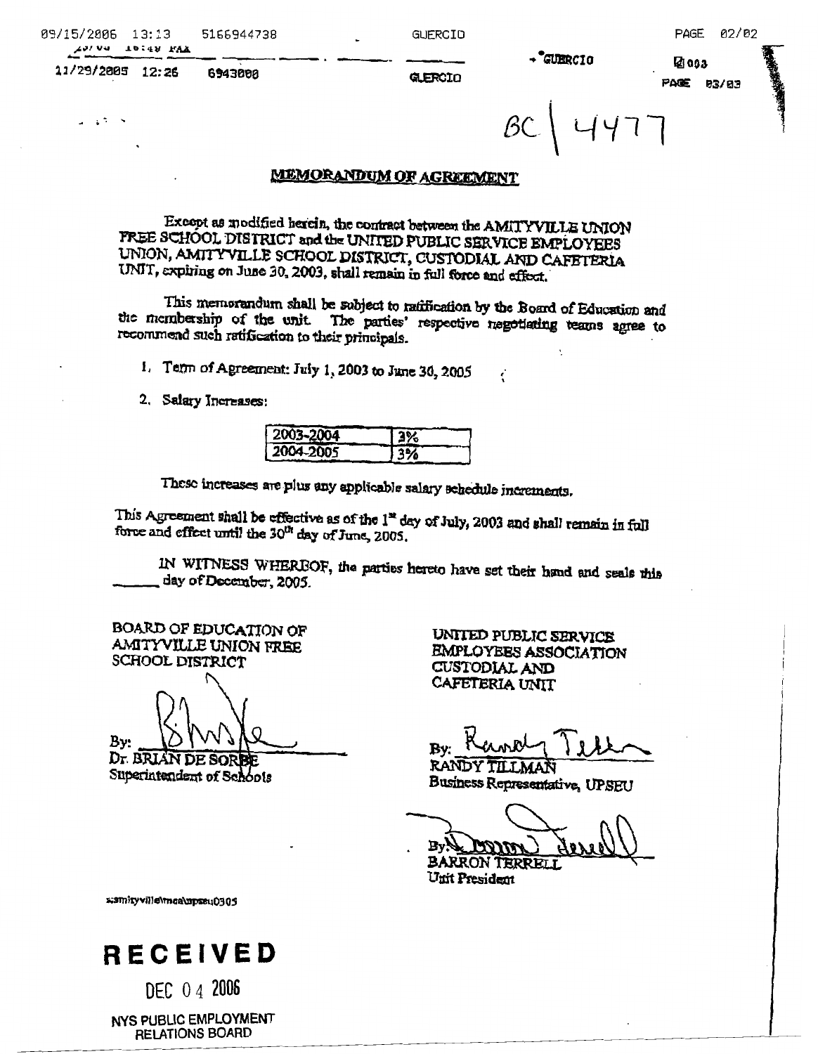BC | 4477

## MEMORANDUM OF AGREEMENT

Except as modified herein, the contract between the AMITYVILLE UNION FREE SCHOOL DISTRICT and the UNITED PUBLIC SERVICE EMPLOYEES UNION, AMITYVILLE SCHOOL DISTRICT, CUSTODIAL AND CAFETERIA UNIT, expiring on June 30, 2003, shall remain in full force and effect.

This memorandum shall be subject to ratification by the Board of Education and the membership of the unit. The parties' respective negotiating teams agree to recommend such ratification to their principals.

1. Term of Agreement: July 1, 2003 to June 30, 2005

2. Salary Increases:

| 2003-2004 | 3% |
|---|---|
| 2004-2005 | 3% |

These increases are plus any applicable salary schedule increments.

This Agreement shall be effective as of the 1st day of July, 2003 and shall remain in full force and effect until the 30th day of June, 2005.

IN WITNESS WHEREOF, the parties hereto have set their hand and seals this ______ day of December, 2005.

BOARD OF EDUCATION OF AMITYVILLE UNION FREE SCHOOL DISTRICT

By: ______________________
Dr. BRIAN DE SORBE
Superintendent of Schools

UNITED PUBLIC SERVICE EMPLOYEES ASSOCIATION CUSTODIAL AND CAFETERIA UNIT

By: ______________________
RANDY TILLMAN
Business Representative, UPSEU

By: ______________________
BARRON TERRELL
Unit President

s:amityville\moa\upseu0305

**RECEIVED**

DEC 04 2006

NYS PUBLIC EMPLOYMENT RELATIONS BOARD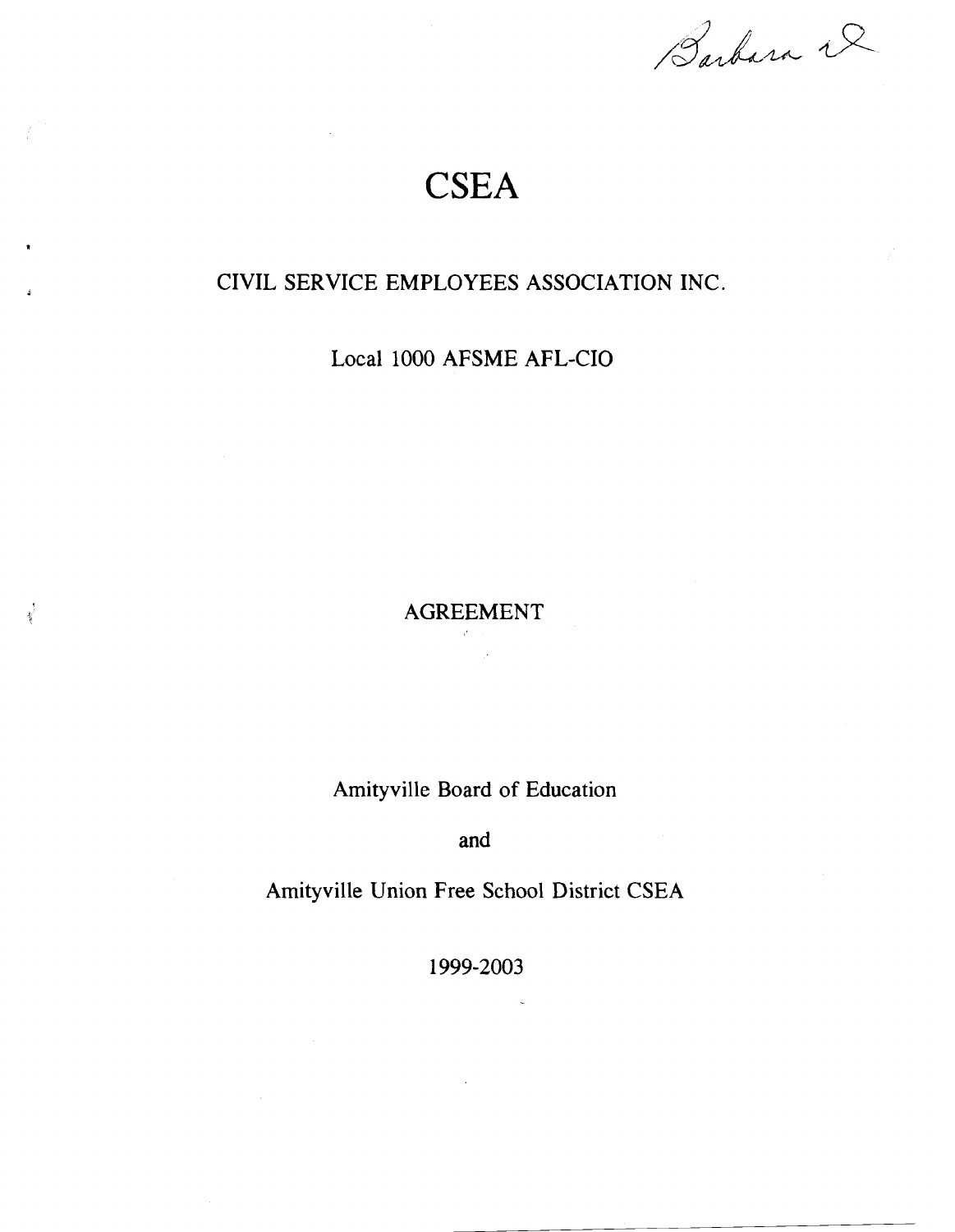Barbara R

# CSEA

## CIVIL SERVICE EMPLOYEES ASSOCIATION INC.

Local 1000 AFSME AFL-CIO

AGREEMENT

Amityville Board of Education

and

Amityville Union Free School District CSEA

1999-2003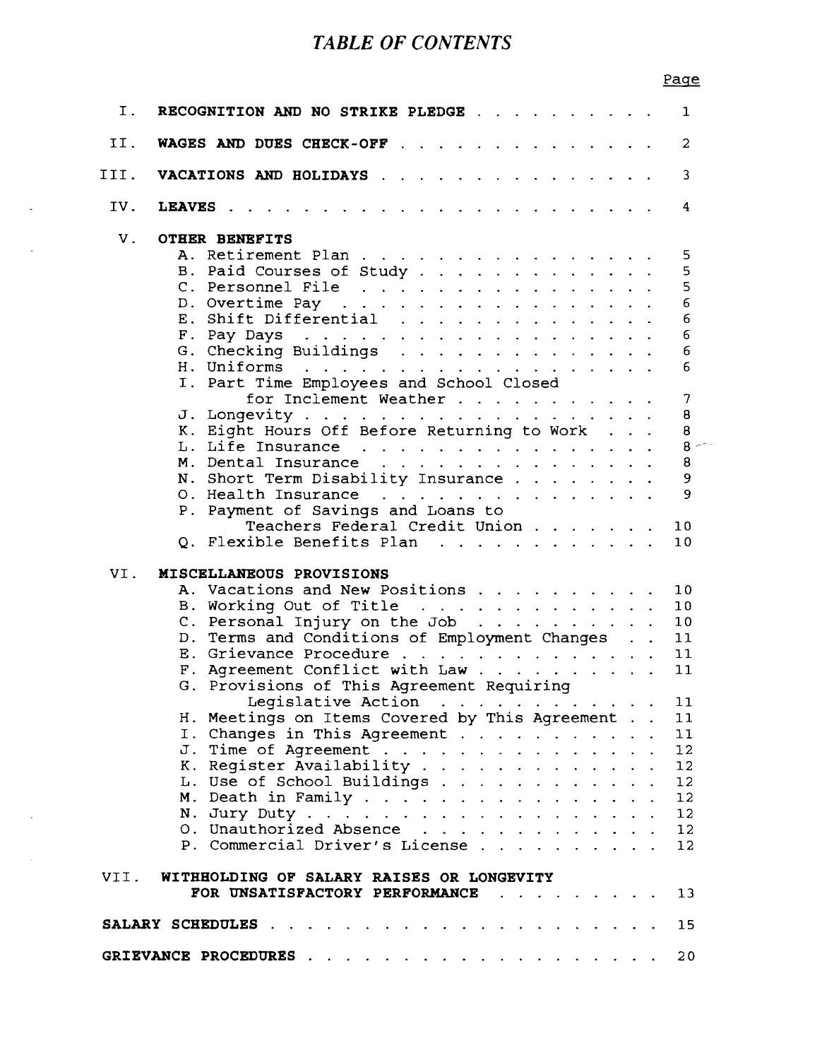# *TABLE OF CONTENTS*

| | | Page |
|---|---|---|
| I. | **RECOGNITION AND NO STRIKE PLEDGE** | 1 |
| II. | **WAGES AND DUES CHECK-OFF** | 2 |
| III. | **VACATIONS AND HOLIDAYS** | 3 |
| IV. | **LEAVES** | 4 |
| V. | **OTHER BENEFITS** | |
| | A. Retirement Plan | 5 |
| | B. Paid Courses of Study | 5 |
| | C. Personnel File | 5 |
| | D. Overtime Pay | 6 |
| | E. Shift Differential | 6 |
| | F. Pay Days | 6 |
| | G. Checking Buildings | 6 |
| | H. Uniforms | 6 |
| | I. Part Time Employees and School Closed for Inclement Weather | 7 |
| | J. Longevity | 8 |
| | K. Eight Hours Off Before Returning to Work | 8 |
| | L. Life Insurance | 8 |
| | M. Dental Insurance | 8 |
| | N. Short Term Disability Insurance | 9 |
| | O. Health Insurance | 9 |
| | P. Payment of Savings and Loans to Teachers Federal Credit Union | 10 |
| | Q. Flexible Benefits Plan | 10 |
| VI. | **MISCELLANEOUS PROVISIONS** | |
| | A. Vacations and New Positions | 10 |
| | B. Working Out of Title | 10 |
| | C. Personal Injury on the Job | 10 |
| | D. Terms and Conditions of Employment Changes | 11 |
| | E. Grievance Procedure | 11 |
| | F. Agreement Conflict with Law | 11 |
| | G. Provisions of This Agreement Requiring Legislative Action | 11 |
| | H. Meetings on Items Covered by This Agreement | 11 |
| | I. Changes in This Agreement | 11 |
| | J. Time of Agreement | 12 |
| | K. Register Availability | 12 |
| | L. Use of School Buildings | 12 |
| | M. Death in Family | 12 |
| | N. Jury Duty | 12 |
| | O. Unauthorized Absence | 12 |
| | P. Commercial Driver's License | 12 |
| VII. | **WITHHOLDING OF SALARY RAISES OR LONGEVITY FOR UNSATISFACTORY PERFORMANCE** | 13 |
| **SALARY SCHEDULES** | | 15 |
| **GRIEVANCE PROCEDURES** | | 20 |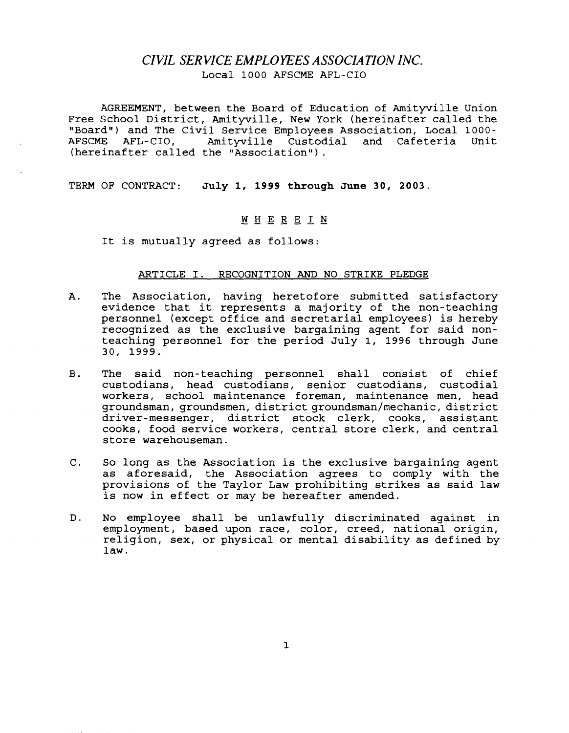# *CIVIL SERVICE EMPLOYEES ASSOCIATION INC.*

Local 1000 AFSCME AFL-CIO

AGREEMENT, between the Board of Education of Amityville Union Free School District, Amityville, New York (hereinafter called the "Board") and The Civil Service Employees Association, Local 1000-AFSCME AFL-CIO, Amityville Custodial and Cafeteria Unit (hereinafter called the "Association").

TERM OF CONTRACT: **July 1, 1999 through June 30, 2003.**

W H E R E I N

It is mutually agreed as follows:

## ARTICLE I. RECOGNITION AND NO STRIKE PLEDGE

A. The Association, having heretofore submitted satisfactory evidence that it represents a majority of the non-teaching personnel (except office and secretarial employees) is hereby recognized as the exclusive bargaining agent for said non-teaching personnel for the period July 1, 1996 through June 30, 1999.

B. The said non-teaching personnel shall consist of chief custodians, head custodians, senior custodians, custodial workers, school maintenance foreman, maintenance men, head groundsman, groundsmen, district groundsman/mechanic, district driver-messenger, district stock clerk, cooks, assistant cooks, food service workers, central store clerk, and central store warehouseman.

C. So long as the Association is the exclusive bargaining agent as aforesaid, the Association agrees to comply with the provisions of the Taylor Law prohibiting strikes as said law is now in effect or may be hereafter amended.

D. No employee shall be unlawfully discriminated against in employment, based upon race, color, creed, national origin, religion, sex, or physical or mental disability as defined by law.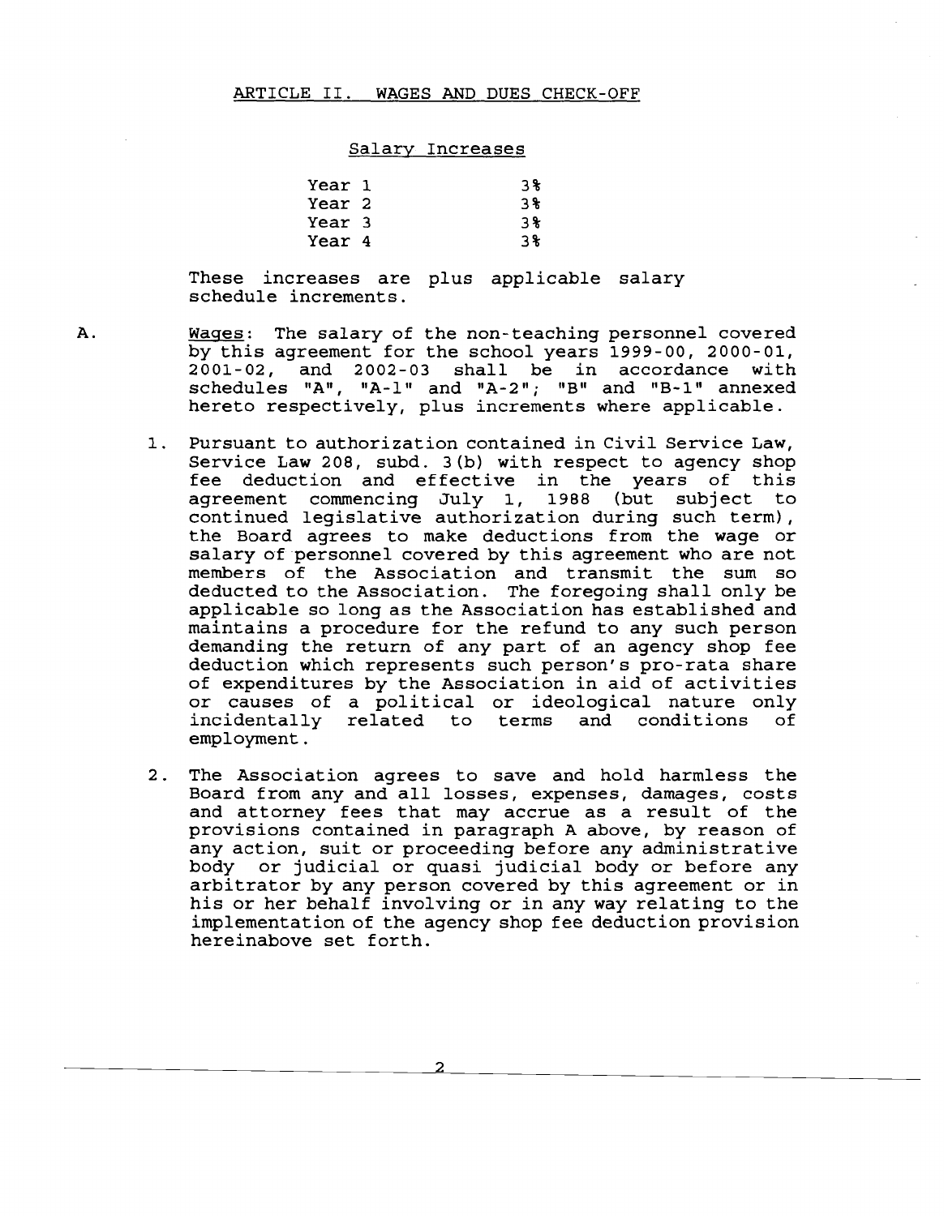## ARTICLE II. WAGES AND DUES CHECK-OFF

### Salary Increases

| | |
|---|---|
| Year 1 | 3% |
| Year 2 | 3% |
| Year 3 | 3% |
| Year 4 | 3% |

These increases are plus applicable salary schedule increments.

A. Wages: The salary of the non-teaching personnel covered by this agreement for the school years 1999-00, 2000-01, 2001-02, and 2002-03 shall be in accordance with schedules "A", "A-1" and "A-2"; "B" and "B-1" annexed hereto respectively, plus increments where applicable.

1. Pursuant to authorization contained in Civil Service Law, Service Law 208, subd. 3(b) with respect to agency shop fee deduction and effective in the years of this agreement commencing July 1, 1988 (but subject to continued legislative authorization during such term), the Board agrees to make deductions from the wage or salary of personnel covered by this agreement who are not members of the Association and transmit the sum so deducted to the Association. The foregoing shall only be applicable so long as the Association has established and maintains a procedure for the refund to any such person demanding the return of any part of an agency shop fee deduction which represents such person's pro-rata share of expenditures by the Association in aid of activities or causes of a political or ideological nature only incidentally related to terms and conditions of employment.

2. The Association agrees to save and hold harmless the Board from any and all losses, expenses, damages, costs and attorney fees that may accrue as a result of the provisions contained in paragraph A above, by reason of any action, suit or proceeding before any administrative body or judicial or quasi judicial body or before any arbitrator by any person covered by this agreement or in his or her behalf involving or in any way relating to the implementation of the agency shop fee deduction provision hereinabove set forth.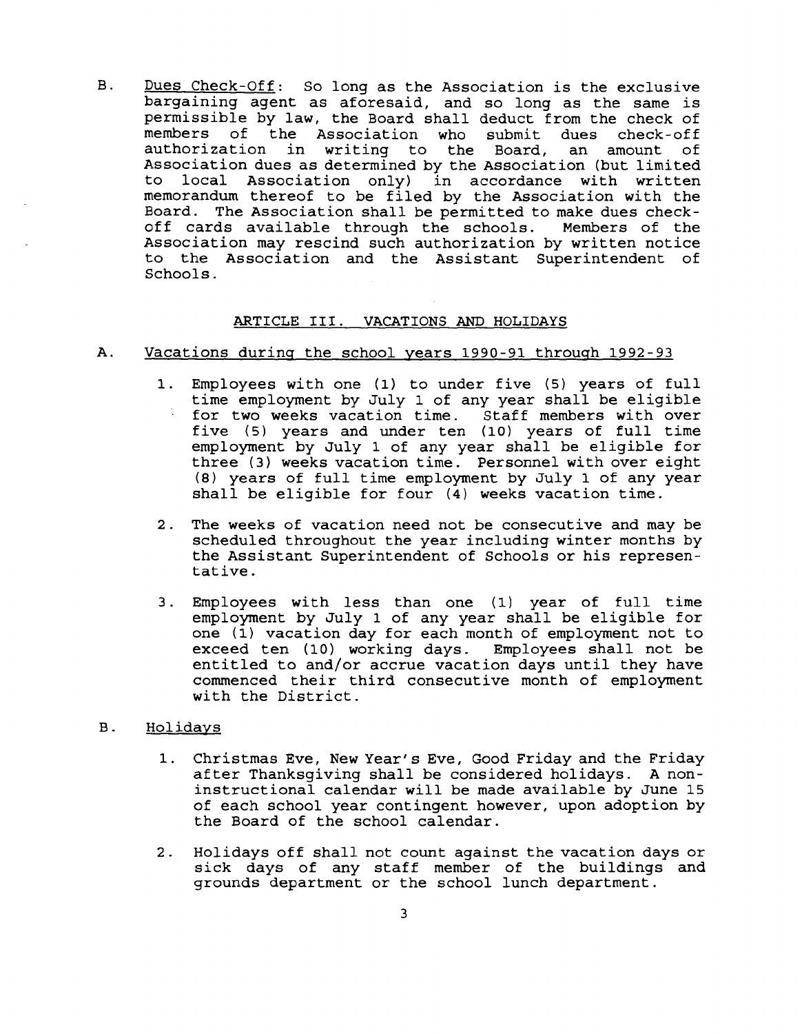B. Dues Check-Off: So long as the Association is the exclusive bargaining agent as aforesaid, and so long as the same is permissible by law, the Board shall deduct from the check of members of the Association who submit dues check-off authorization in writing to the Board, an amount of Association dues as determined by the Association (but limited to local Association only) in accordance with written memorandum thereof to be filed by the Association with the Board. The Association shall be permitted to make dues check-off cards available through the schools. Members of the Association may rescind such authorization by written notice to the Association and the Assistant Superintendent of Schools.

## ARTICLE III. VACATIONS AND HOLIDAYS

A. Vacations during the school years 1990-91 through 1992-93

1. Employees with one (1) to under five (5) years of full time employment by July 1 of any year shall be eligible for two weeks vacation time. Staff members with over five (5) years and under ten (10) years of full time employment by July 1 of any year shall be eligible for three (3) weeks vacation time. Personnel with over eight (8) years of full time employment by July 1 of any year shall be eligible for four (4) weeks vacation time.

2. The weeks of vacation need not be consecutive and may be scheduled throughout the year including winter months by the Assistant Superintendent of Schools or his representative.

3. Employees with less than one (1) year of full time employment by July 1 of any year shall be eligible for one (1) vacation day for each month of employment not to exceed ten (10) working days. Employees shall not be entitled to and/or accrue vacation days until they have commenced their third consecutive month of employment with the District.

B. Holidays

1. Christmas Eve, New Year's Eve, Good Friday and the Friday after Thanksgiving shall be considered holidays. A non-instructional calendar will be made available by June 15 of each school year contingent however, upon adoption by the Board of the school calendar.

2. Holidays off shall not count against the vacation days or sick days of any staff member of the buildings and grounds department or the school lunch department.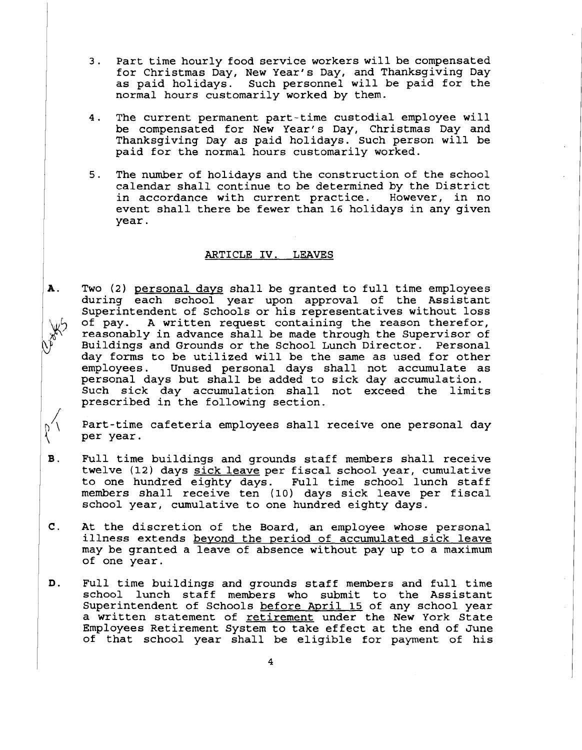3. Part time hourly food service workers will be compensated for Christmas Day, New Year's Day, and Thanksgiving Day as paid holidays. Such personnel will be paid for the normal hours customarily worked by them.

4. The current permanent part-time custodial employee will be compensated for New Year's Day, Christmas Day and Thanksgiving Day as paid holidays. Such person will be paid for the normal hours customarily worked.

5. The number of holidays and the construction of the school calendar shall continue to be determined by the District in accordance with current practice. However, in no event shall there be fewer than 16 holidays in any given year.

## ARTICLE IV. LEAVES

A. Two (2) personal days shall be granted to full time employees during each school year upon approval of the Assistant Superintendent of Schools or his representatives without loss of pay. A written request containing the reason therefor, reasonably in advance shall be made through the Supervisor of Buildings and Grounds or the School Lunch Director. Personal day forms to be utilized will be the same as used for other employees. Unused personal days shall not accumulate as personal days but shall be added to sick day accumulation. Such sick day accumulation shall not exceed the limits prescribed in the following section.

Part-time cafeteria employees shall receive one personal day per year.

B. Full time buildings and grounds staff members shall receive twelve (12) days sick leave per fiscal school year, cumulative to one hundred eighty days. Full time school lunch staff members shall receive ten (10) days sick leave per fiscal school year, cumulative to one hundred eighty days.

C. At the discretion of the Board, an employee whose personal illness extends beyond the period of accumulated sick leave may be granted a leave of absence without pay up to a maximum of one year.

D. Full time buildings and grounds staff members and full time school lunch staff members who submit to the Assistant Superintendent of Schools before April 15 of any school year a written statement of retirement under the New York State Employees Retirement System to take effect at the end of June of that school year shall be eligible for payment of his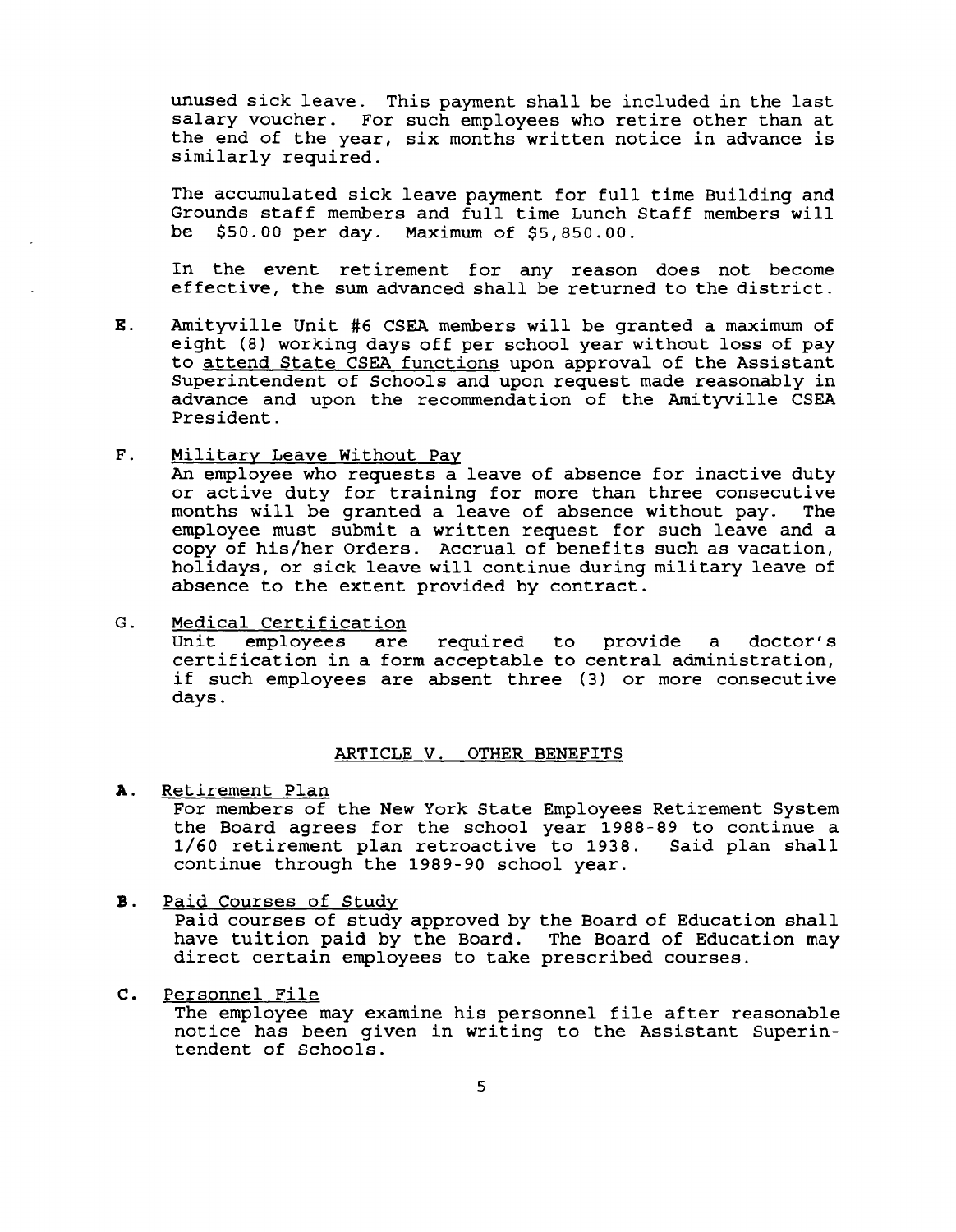unused sick leave. This payment shall be included in the last salary voucher. For such employees who retire other than at the end of the year, six months written notice in advance is similarly required.

The accumulated sick leave payment for full time Building and Grounds staff members and full time Lunch Staff members will be $50.00 per day. Maximum of $5,850.00.

In the event retirement for any reason does not become effective, the sum advanced shall be returned to the district.

E. Amityville Unit #6 CSEA members will be granted a maximum of eight (8) working days off per school year without loss of pay to attend State CSEA functions upon approval of the Assistant Superintendent of Schools and upon request made reasonably in advance and upon the recommendation of the Amityville CSEA President.

F. Military Leave Without Pay
An employee who requests a leave of absence for inactive duty or active duty for training for more than three consecutive months will be granted a leave of absence without pay. The employee must submit a written request for such leave and a copy of his/her Orders. Accrual of benefits such as vacation, holidays, or sick leave will continue during military leave of absence to the extent provided by contract.

G. Medical Certification
Unit employees are required to provide a doctor's certification in a form acceptable to central administration, if such employees are absent three (3) or more consecutive days.

## ARTICLE V. OTHER BENEFITS

A. Retirement Plan
For members of the New York State Employees Retirement System the Board agrees for the school year 1988-89 to continue a 1/60 retirement plan retroactive to 1938. Said plan shall continue through the 1989-90 school year.

B. Paid Courses of Study
Paid courses of study approved by the Board of Education shall have tuition paid by the Board. The Board of Education may direct certain employees to take prescribed courses.

C. Personnel File
The employee may examine his personnel file after reasonable notice has been given in writing to the Assistant Superintendent of Schools.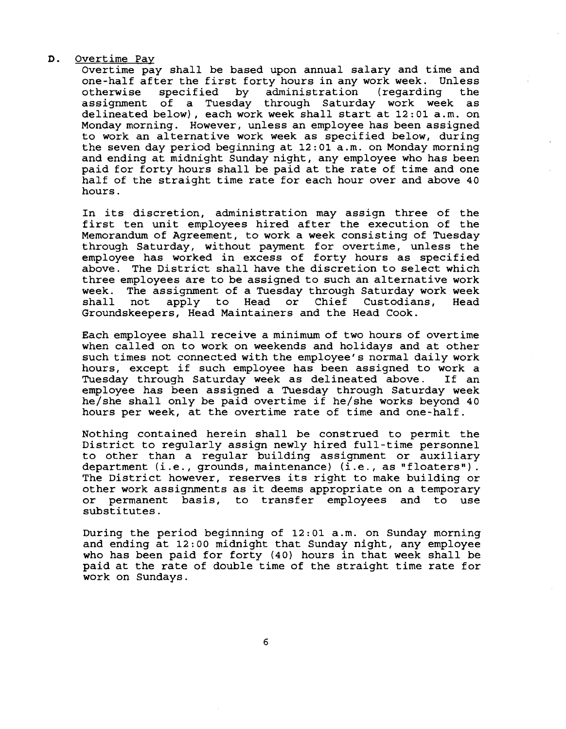### D. Overtime Pay

Overtime pay shall be based upon annual salary and time and one-half after the first forty hours in any work week. Unless otherwise specified by administration (regarding the assignment of a Tuesday through Saturday work week as delineated below), each work week shall start at 12:01 a.m. on Monday morning. However, unless an employee has been assigned to work an alternative work week as specified below, during the seven day period beginning at 12:01 a.m. on Monday morning and ending at midnight Sunday night, any employee who has been paid for forty hours shall be paid at the rate of time and one half of the straight time rate for each hour over and above 40 hours.

In its discretion, administration may assign three of the first ten unit employees hired after the execution of the Memorandum of Agreement, to work a week consisting of Tuesday through Saturday, without payment for overtime, unless the employee has worked in excess of forty hours as specified above. The District shall have the discretion to select which three employees are to be assigned to such an alternative work week. The assignment of a Tuesday through Saturday work week shall not apply to Head or Chief Custodians, Head Groundskeepers, Head Maintainers and the Head Cook.

Each employee shall receive a minimum of two hours of overtime when called on to work on weekends and holidays and at other such times not connected with the employee's normal daily work hours, except if such employee has been assigned to work a Tuesday through Saturday week as delineated above. If an employee has been assigned a Tuesday through Saturday week he/she shall only be paid overtime if he/she works beyond 40 hours per week, at the overtime rate of time and one-half.

Nothing contained herein shall be construed to permit the District to regularly assign newly hired full-time personnel to other than a regular building assignment or auxiliary department (i.e., grounds, maintenance) (i.e., as "floaters"). The District however, reserves its right to make building or other work assignments as it deems appropriate on a temporary or permanent basis, to transfer employees and to use substitutes.

During the period beginning of 12:01 a.m. on Sunday morning and ending at 12:00 midnight that Sunday night, any employee who has been paid for forty (40) hours in that week shall be paid at the rate of double time of the straight time rate for work on Sundays.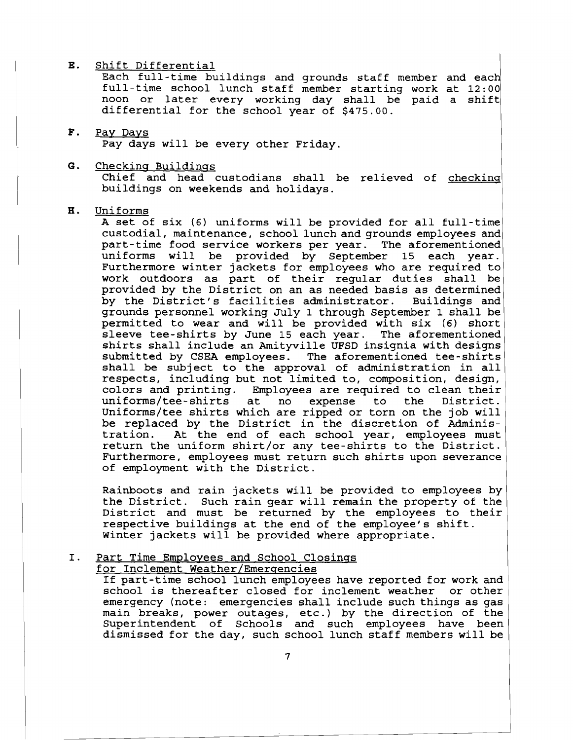**E.** Shift Differential

Each full-time buildings and grounds staff member and each full-time school lunch staff member starting work at 12:00 noon or later every working day shall be paid a shift differential for the school year of $475.00.

**F.** Pay Days

Pay days will be every other Friday.

**G.** Checking Buildings

Chief and head custodians shall be relieved of checking buildings on weekends and holidays.

**H.** Uniforms

A set of six (6) uniforms will be provided for all full-time custodial, maintenance, school lunch and grounds employees and part-time food service workers per year. The aforementioned uniforms will be provided by September 15 each year. Furthermore winter jackets for employees who are required to work outdoors as part of their regular duties shall be provided by the District on an as needed basis as determined by the District's facilities administrator. Buildings and grounds personnel working July 1 through September 1 shall be permitted to wear and will be provided with six (6) short sleeve tee-shirts by June 15 each year. The aforementioned shirts shall include an Amityville UFSD insignia with designs submitted by CSEA employees. The aforementioned tee-shirts shall be subject to the approval of administration in all respects, including but not limited to, composition, design, colors and printing. Employees are required to clean their uniforms/tee-shirts at no expense to the District. Uniforms/tee shirts which are ripped or torn on the job will be replaced by the District in the discretion of Administration. At the end of each school year, employees must return the uniform shirt/or any tee-shirts to the District. Furthermore, employees must return such shirts upon severance of employment with the District.

Rainboots and rain jackets will be provided to employees by the District. Such rain gear will remain the property of the District and must be returned by the employees to their respective buildings at the end of the employee's shift. Winter jackets will be provided where appropriate.

**I.** Part Time Employees and School Closings for Inclement Weather/Emergencies

If part-time school lunch employees have reported for work and school is thereafter closed for inclement weather or other emergency (note: emergencies shall include such things as gas main breaks, power outages, etc.) by the direction of the Superintendent of Schools and such employees have been dismissed for the day, such school lunch staff members will be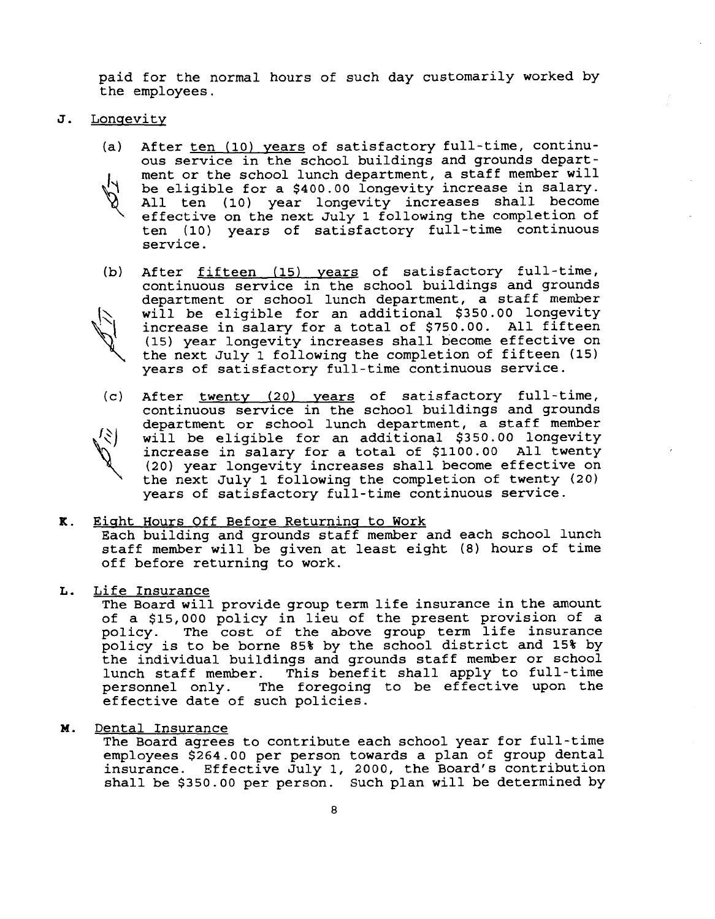paid for the normal hours of such day customarily worked by the employees.

**J.** Longevity

(a) After ten (10) years of satisfactory full-time, continuous service in the school buildings and grounds department or the school lunch department, a staff member will be eligible for a $400.00 longevity increase in salary. All ten (10) year longevity increases shall become effective on the next July 1 following the completion of ten (10) years of satisfactory full-time continuous service.

(b) After fifteen (15) years of satisfactory full-time, continuous service in the school buildings and grounds department or school lunch department, a staff member will be eligible for an additional $350.00 longevity increase in salary for a total of $750.00. All fifteen (15) year longevity increases shall become effective on the next July 1 following the completion of fifteen (15) years of satisfactory full-time continuous service.

(c) After twenty (20) years of satisfactory full-time, continuous service in the school buildings and grounds department or school lunch department, a staff member will be eligible for an additional $350.00 longevity increase in salary for a total of $1100.00 All twenty (20) year longevity increases shall become effective on the next July 1 following the completion of twenty (20) years of satisfactory full-time continuous service.

**K.** Eight Hours Off Before Returning to Work
Each building and grounds staff member and each school lunch staff member will be given at least eight (8) hours of time off before returning to work.

**L.** Life Insurance
The Board will provide group term life insurance in the amount of a $15,000 policy in lieu of the present provision of a policy. The cost of the above group term life insurance policy is to be borne 85% by the school district and 15% by the individual buildings and grounds staff member or school lunch staff member. This benefit shall apply to full-time personnel only. The foregoing to be effective upon the effective date of such policies.

**M.** Dental Insurance
The Board agrees to contribute each school year for full-time employees $264.00 per person towards a plan of group dental insurance. Effective July 1, 2000, the Board's contribution shall be $350.00 per person. Such plan will be determined by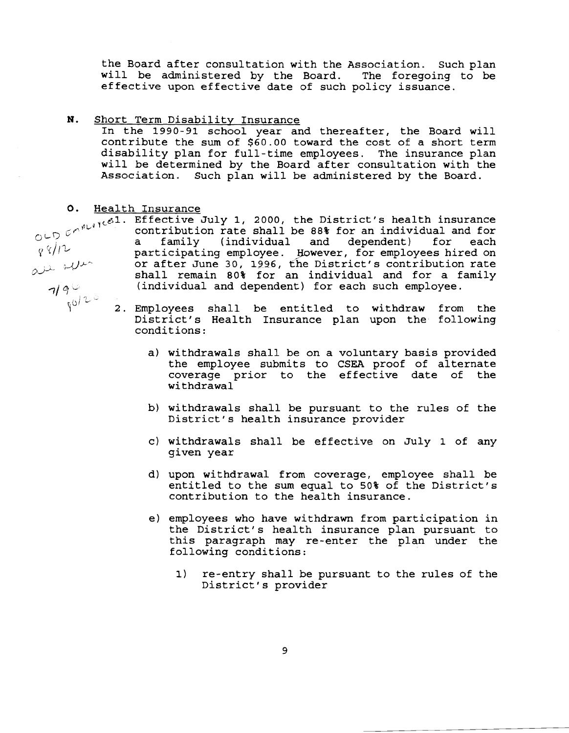the Board after consultation with the Association. Such plan will be administered by the Board. The foregoing to be effective upon effective date of such policy issuance.

**N.** Short Term Disability Insurance

In the 1990-91 school year and thereafter, the Board will contribute the sum of $60.00 toward the cost of a short term disability plan for full-time employees. The insurance plan will be determined by the Board after consultation with the Association. Such plan will be administered by the Board.

**O.** Health Insurance

1. Effective July 1, 2000, the District's health insurance contribution rate shall be 88% for an individual and for a family (individual and dependent) for each participating employee. However, for employees hired on or after June 30, 1996, the District's contribution rate shall remain 80% for an individual and for a family (individual and dependent) for each such employee.

2. Employees shall be entitled to withdraw from the District's Health Insurance plan upon the following conditions:

   a) withdrawals shall be on a voluntary basis provided the employee submits to CSEA proof of alternate coverage prior to the effective date of the withdrawal

   b) withdrawals shall be pursuant to the rules of the District's health insurance provider

   c) withdrawals shall be effective on July 1 of any given year

   d) upon withdrawal from coverage, employee shall be entitled to the sum equal to 50% of the District's contribution to the health insurance.

   e) employees who have withdrawn from participation in the District's health insurance plan pursuant to this paragraph may re-enter the plan under the following conditions:

      1) re-entry shall be pursuant to the rules of the District's provider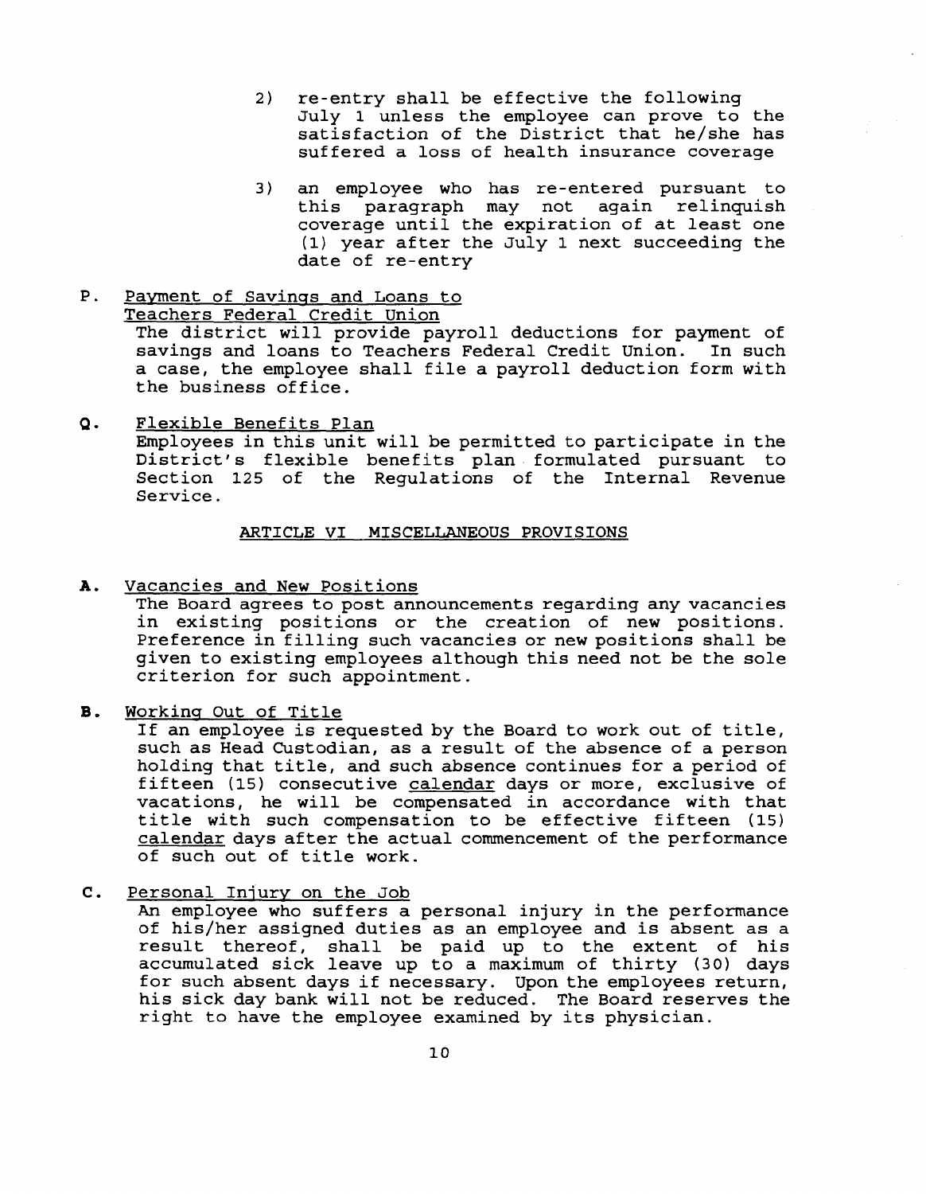2) re-entry shall be effective the following July 1 unless the employee can prove to the satisfaction of the District that he/she has suffered a loss of health insurance coverage

3) an employee who has re-entered pursuant to this paragraph may not again relinquish coverage until the expiration of at least one (1) year after the July 1 next succeeding the date of re-entry

P. Payment of Savings and Loans to Teachers Federal Credit Union

The district will provide payroll deductions for payment of savings and loans to Teachers Federal Credit Union. In such a case, the employee shall file a payroll deduction form with the business office.

Q. Flexible Benefits Plan

Employees in this unit will be permitted to participate in the District's flexible benefits plan formulated pursuant to Section 125 of the Regulations of the Internal Revenue Service.

## ARTICLE VI MISCELLANEOUS PROVISIONS

A. Vacancies and New Positions

The Board agrees to post announcements regarding any vacancies in existing positions or the creation of new positions. Preference in filling such vacancies or new positions shall be given to existing employees although this need not be the sole criterion for such appointment.

B. Working Out of Title

If an employee is requested by the Board to work out of title, such as Head Custodian, as a result of the absence of a person holding that title, and such absence continues for a period of fifteen (15) consecutive calendar days or more, exclusive of vacations, he will be compensated in accordance with that title with such compensation to be effective fifteen (15) calendar days after the actual commencement of the performance of such out of title work.

C. Personal Injury on the Job

An employee who suffers a personal injury in the performance of his/her assigned duties as an employee and is absent as a result thereof, shall be paid up to the extent of his accumulated sick leave up to a maximum of thirty (30) days for such absent days if necessary. Upon the employees return, his sick day bank will not be reduced. The Board reserves the right to have the employee examined by its physician.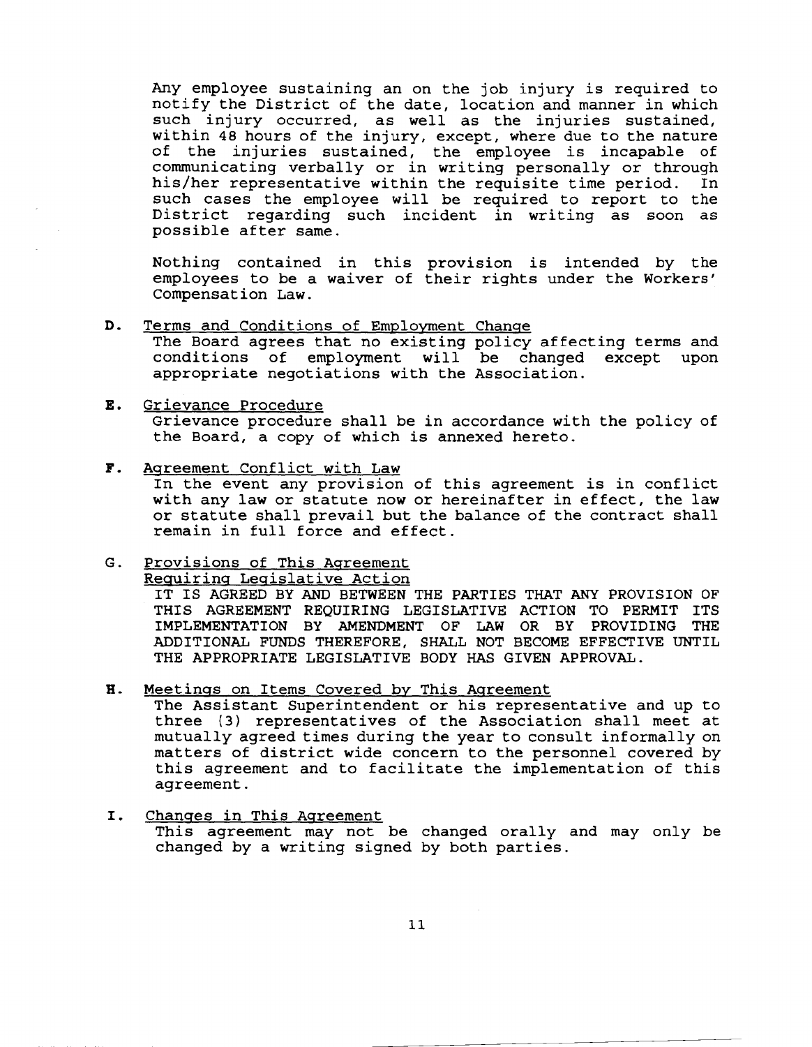Any employee sustaining an on the job injury is required to notify the District of the date, location and manner in which such injury occurred, as well as the injuries sustained, within 48 hours of the injury, except, where due to the nature of the injuries sustained, the employee is incapable of communicating verbally or in writing personally or through his/her representative within the requisite time period. In such cases the employee will be required to report to the District regarding such incident in writing as soon as possible after same.

Nothing contained in this provision is intended by the employees to be a waiver of their rights under the Workers' Compensation Law.

**D.** Terms and Conditions of Employment Change

The Board agrees that no existing policy affecting terms and conditions of employment will be changed except upon appropriate negotiations with the Association.

**E.** Grievance Procedure

Grievance procedure shall be in accordance with the policy of the Board, a copy of which is annexed hereto.

**F.** Agreement Conflict with Law

In the event any provision of this agreement is in conflict with any law or statute now or hereinafter in effect, the law or statute shall prevail but the balance of the contract shall remain in full force and effect.

G. Provisions of This Agreement Requiring Legislative Action

IT IS AGREED BY AND BETWEEN THE PARTIES THAT ANY PROVISION OF THIS AGREEMENT REQUIRING LEGISLATIVE ACTION TO PERMIT ITS IMPLEMENTATION BY AMENDMENT OF LAW OR BY PROVIDING THE ADDITIONAL FUNDS THEREFORE, SHALL NOT BECOME EFFECTIVE UNTIL THE APPROPRIATE LEGISLATIVE BODY HAS GIVEN APPROVAL.

**H.** Meetings on Items Covered by This Agreement

The Assistant Superintendent or his representative and up to three (3) representatives of the Association shall meet at mutually agreed times during the year to consult informally on matters of district wide concern to the personnel covered by this agreement and to facilitate the implementation of this agreement.

**I.** Changes in This Agreement

This agreement may not be changed orally and may only be changed by a writing signed by both parties.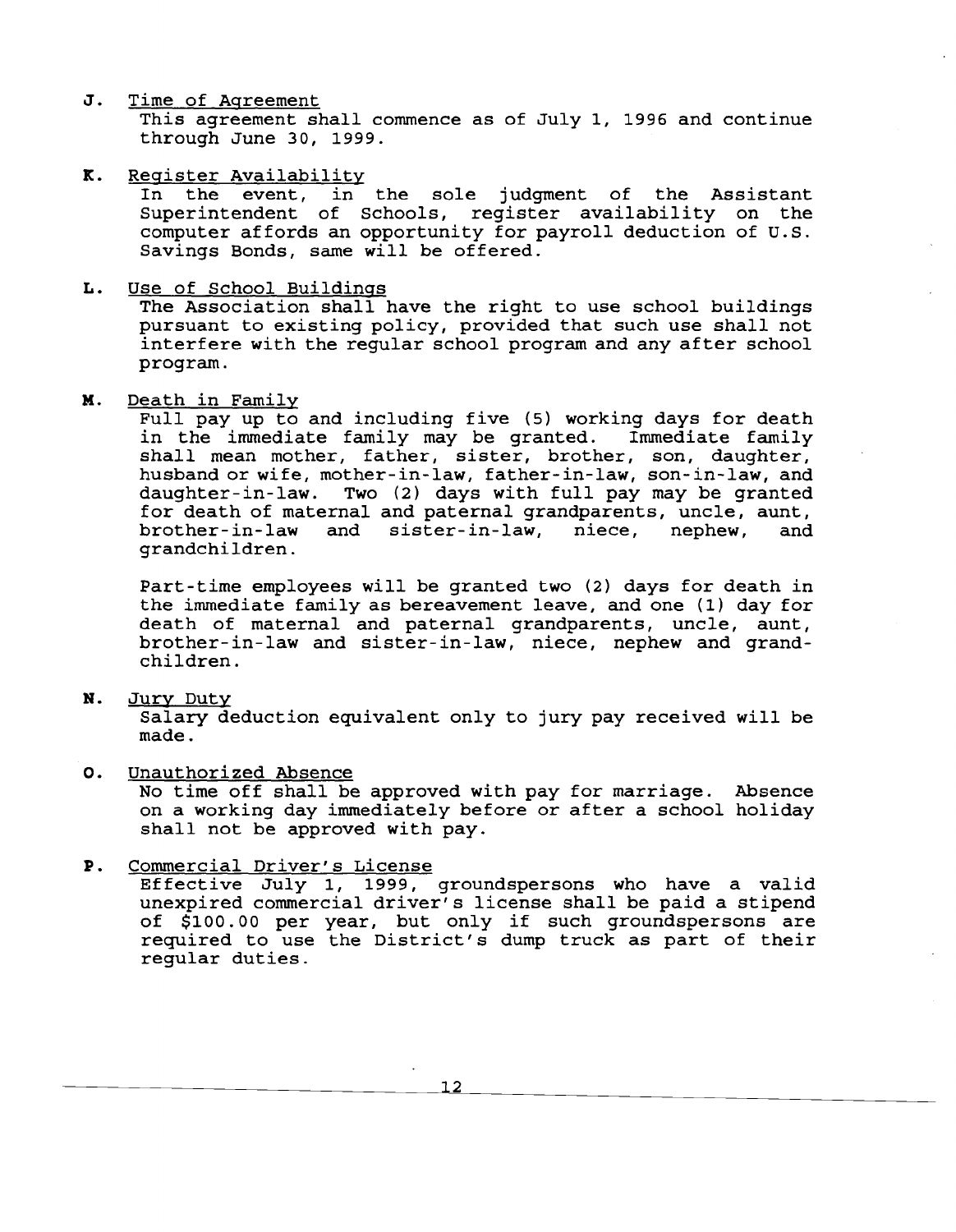**J.** Time of Agreement

This agreement shall commence as of July 1, 1996 and continue through June 30, 1999.

**K.** Register Availability

In the event, in the sole judgment of the Assistant Superintendent of Schools, register availability on the computer affords an opportunity for payroll deduction of U.S. Savings Bonds, same will be offered.

**L.** Use of School Buildings

The Association shall have the right to use school buildings pursuant to existing policy, provided that such use shall not interfere with the regular school program and any after school program.

**M.** Death in Family

Full pay up to and including five (5) working days for death in the immediate family may be granted. Immediate family shall mean mother, father, sister, brother, son, daughter, husband or wife, mother-in-law, father-in-law, son-in-law, and daughter-in-law. Two (2) days with full pay may be granted for death of maternal and paternal grandparents, uncle, aunt, brother-in-law and sister-in-law, niece, nephew, and grandchildren.

Part-time employees will be granted two (2) days for death in the immediate family as bereavement leave, and one (1) day for death of maternal and paternal grandparents, uncle, aunt, brother-in-law and sister-in-law, niece, nephew and grand-children.

**N.** Jury Duty

Salary deduction equivalent only to jury pay received will be made.

**O.** Unauthorized Absence

No time off shall be approved with pay for marriage. Absence on a working day immediately before or after a school holiday shall not be approved with pay.

**P.** Commercial Driver's License

Effective July 1, 1999, groundspersons who have a valid unexpired commercial driver's license shall be paid a stipend of $100.00 per year, but only if such groundspersons are required to use the District's dump truck as part of their regular duties.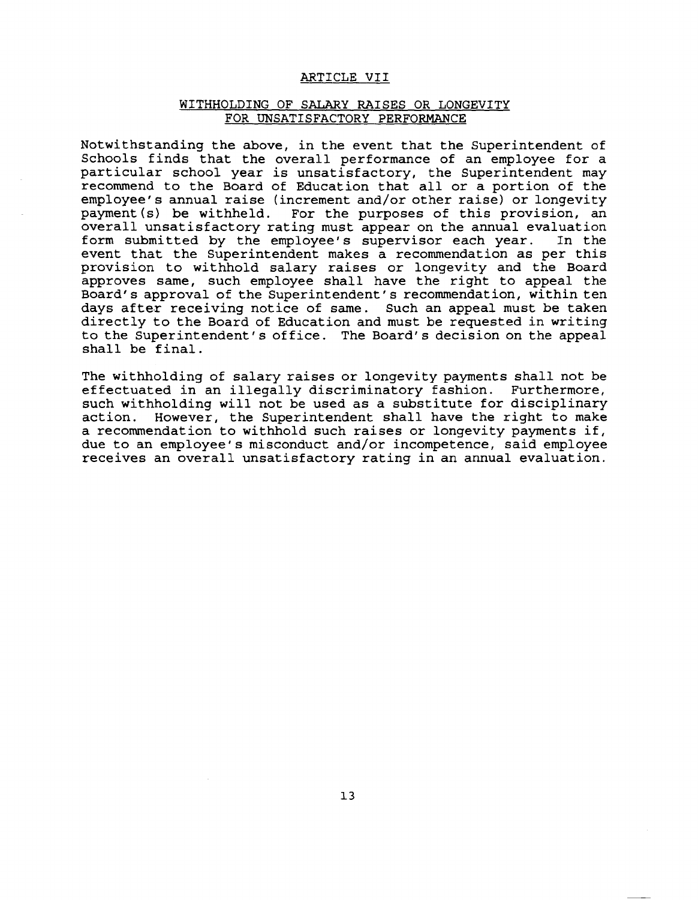## ARTICLE VII

### WITHHOLDING OF SALARY RAISES OR LONGEVITY FOR UNSATISFACTORY PERFORMANCE

Notwithstanding the above, in the event that the Superintendent of Schools finds that the overall performance of an employee for a particular school year is unsatisfactory, the Superintendent may recommend to the Board of Education that all or a portion of the employee's annual raise (increment and/or other raise) or longevity payment(s) be withheld. For the purposes of this provision, an overall unsatisfactory rating must appear on the annual evaluation form submitted by the employee's supervisor each year. In the event that the Superintendent makes a recommendation as per this provision to withhold salary raises or longevity and the Board approves same, such employee shall have the right to appeal the Board's approval of the Superintendent's recommendation, within ten days after receiving notice of same. Such an appeal must be taken directly to the Board of Education and must be requested in writing to the Superintendent's office. The Board's decision on the appeal shall be final.

The withholding of salary raises or longevity payments shall not be effectuated in an illegally discriminatory fashion. Furthermore, such withholding will not be used as a substitute for disciplinary action. However, the Superintendent shall have the right to make a recommendation to withhold such raises or longevity payments if, due to an employee's misconduct and/or incompetence, said employee receives an overall unsatisfactory rating in an annual evaluation.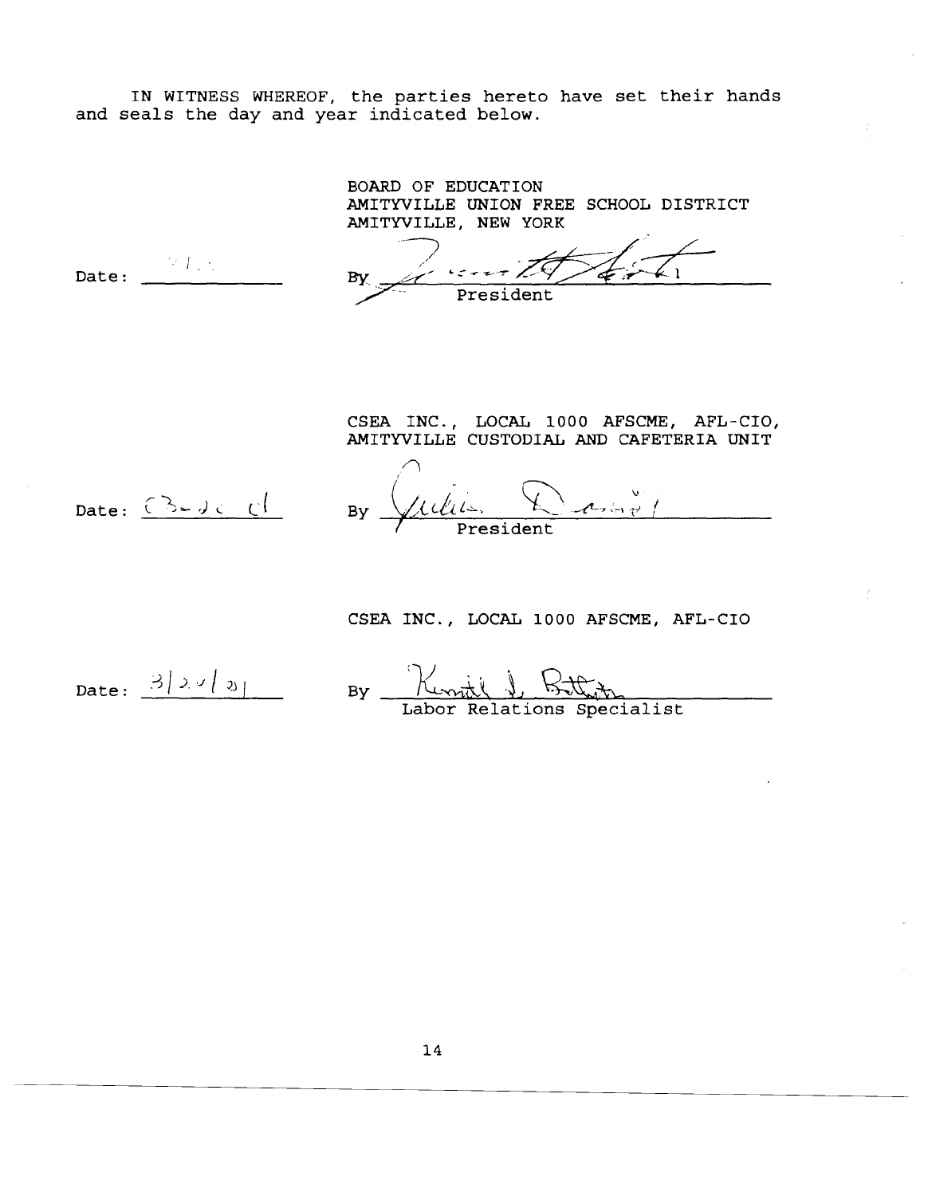IN WITNESS WHEREOF, the parties hereto have set their hands and seals the day and year indicated below.

BOARD OF EDUCATION
AMITYVILLE UNION FREE SCHOOL DISTRICT
AMITYVILLE, NEW YORK

Date: ____________

By ______________________
President

CSEA INC., LOCAL 1000 AFSCME, AFL-CIO,
AMITYVILLE CUSTODIAL AND CAFETERIA UNIT

Date: ____________

By ______________________
President

CSEA INC., LOCAL 1000 AFSCME, AFL-CIO

Date: 3/20/01

By ______________________
Labor Relations Specialist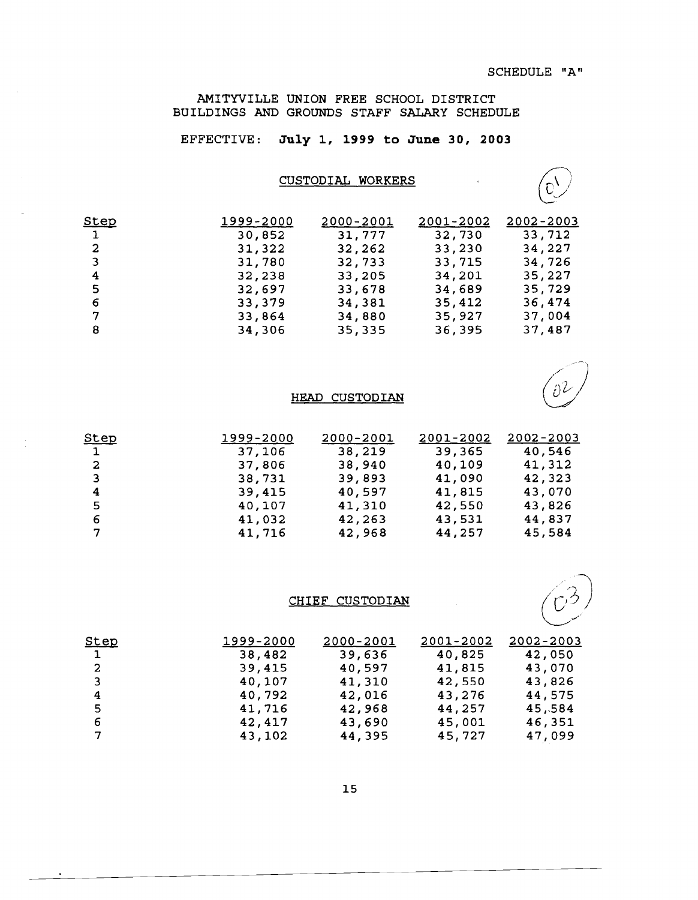SCHEDULE "A"

# AMITYVILLE UNION FREE SCHOOL DISTRICT
## BUILDINGS AND GROUNDS STAFF SALARY SCHEDULE

EFFECTIVE: **July 1, 1999 to June 30, 2003**

### CUSTODIAL WORKERS

(C1)

| Step | 1999-2000 | 2000-2001 | 2001-2002 | 2002-2003 |
|---|---|---|---|---|
| 1 | 30,852 | 31,777 | 32,730 | 33,712 |
| 2 | 31,322 | 32,262 | 33,230 | 34,227 |
| 3 | 31,780 | 32,733 | 33,715 | 34,726 |
| 4 | 32,238 | 33,205 | 34,201 | 35,227 |
| 5 | 32,697 | 33,678 | 34,689 | 35,729 |
| 6 | 33,379 | 34,381 | 35,412 | 36,474 |
| 7 | 33,864 | 34,880 | 35,927 | 37,004 |
| 8 | 34,306 | 35,335 | 36,395 | 37,487 |

### HEAD CUSTODIAN

(02)

| Step | 1999-2000 | 2000-2001 | 2001-2002 | 2002-2003 |
|---|---|---|---|---|
| 1 | 37,106 | 38,219 | 39,365 | 40,546 |
| 2 | 37,806 | 38,940 | 40,109 | 41,312 |
| 3 | 38,731 | 39,893 | 41,090 | 42,323 |
| 4 | 39,415 | 40,597 | 41,815 | 43,070 |
| 5 | 40,107 | 41,310 | 42,550 | 43,826 |
| 6 | 41,032 | 42,263 | 43,531 | 44,837 |
| 7 | 41,716 | 42,968 | 44,257 | 45,584 |

### CHIEF CUSTODIAN

(03)

| Step | 1999-2000 | 2000-2001 | 2001-2002 | 2002-2003 |
|---|---|---|---|---|
| 1 | 38,482 | 39,636 | 40,825 | 42,050 |
| 2 | 39,415 | 40,597 | 41,815 | 43,070 |
| 3 | 40,107 | 41,310 | 42,550 | 43,826 |
| 4 | 40,792 | 42,016 | 43,276 | 44,575 |
| 5 | 41,716 | 42,968 | 44,257 | 45,584 |
| 6 | 42,417 | 43,690 | 45,001 | 46,351 |
| 7 | 43,102 | 44,395 | 45,727 | 47,099 |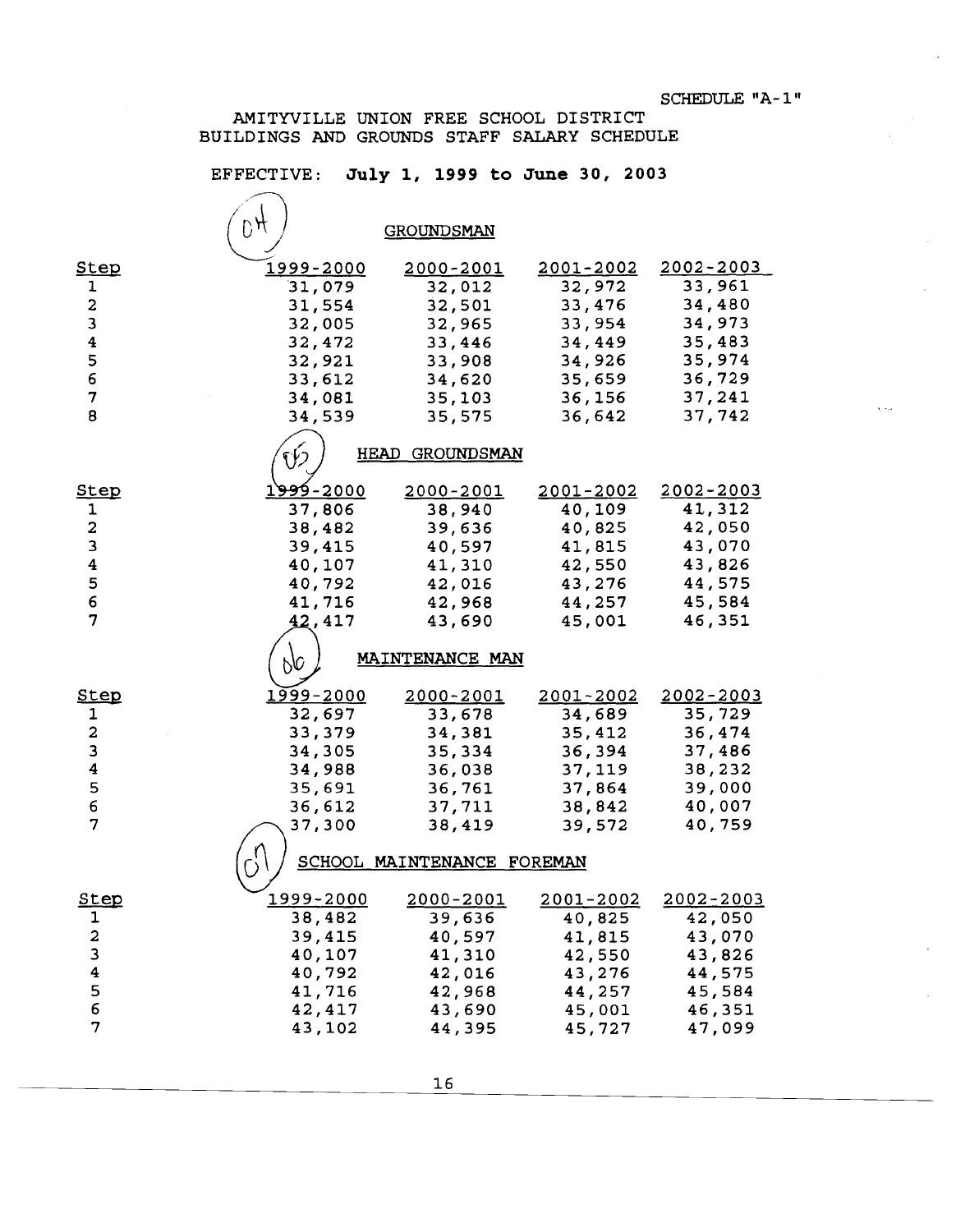SCHEDULE "A-1"

# AMITYVILLE UNION FREE SCHOOL DISTRICT
## BUILDINGS AND GROUNDS STAFF SALARY SCHEDULE

EFFECTIVE: **July 1, 1999 to June 30, 2003**

### 04 GROUNDSMAN

| Step | 1999-2000 | 2000-2001 | 2001-2002 | 2002-2003 |
|---|---|---|---|---|
| 1 | 31,079 | 32,012 | 32,972 | 33,961 |
| 2 | 31,554 | 32,501 | 33,476 | 34,480 |
| 3 | 32,005 | 32,965 | 33,954 | 34,973 |
| 4 | 32,472 | 33,446 | 34,449 | 35,483 |
| 5 | 32,921 | 33,908 | 34,926 | 35,974 |
| 6 | 33,612 | 34,620 | 35,659 | 36,729 |
| 7 | 34,081 | 35,103 | 36,156 | 37,241 |
| 8 | 34,539 | 35,575 | 36,642 | 37,742 |

### 05 HEAD GROUNDSMAN

| Step | 1999-2000 | 2000-2001 | 2001-2002 | 2002-2003 |
|---|---|---|---|---|
| 1 | 37,806 | 38,940 | 40,109 | 41,312 |
| 2 | 38,482 | 39,636 | 40,825 | 42,050 |
| 3 | 39,415 | 40,597 | 41,815 | 43,070 |
| 4 | 40,107 | 41,310 | 42,550 | 43,826 |
| 5 | 40,792 | 42,016 | 43,276 | 44,575 |
| 6 | 41,716 | 42,968 | 44,257 | 45,584 |
| 7 | 42,417 | 43,690 | 45,001 | 46,351 |

### 06 MAINTENANCE MAN

| Step | 1999-2000 | 2000-2001 | 2001-2002 | 2002-2003 |
|---|---|---|---|---|
| 1 | 32,697 | 33,678 | 34,689 | 35,729 |
| 2 | 33,379 | 34,381 | 35,412 | 36,474 |
| 3 | 34,305 | 35,334 | 36,394 | 37,486 |
| 4 | 34,988 | 36,038 | 37,119 | 38,232 |
| 5 | 35,691 | 36,761 | 37,864 | 39,000 |
| 6 | 36,612 | 37,711 | 38,842 | 40,007 |
| 7 | 37,300 | 38,419 | 39,572 | 40,759 |

### 07 SCHOOL MAINTENANCE FOREMAN

| Step | 1999-2000 | 2000-2001 | 2001-2002 | 2002-2003 |
|---|---|---|---|---|
| 1 | 38,482 | 39,636 | 40,825 | 42,050 |
| 2 | 39,415 | 40,597 | 41,815 | 43,070 |
| 3 | 40,107 | 41,310 | 42,550 | 43,826 |
| 4 | 40,792 | 42,016 | 43,276 | 44,575 |
| 5 | 41,716 | 42,968 | 44,257 | 45,584 |
| 6 | 42,417 | 43,690 | 45,001 | 46,351 |
| 7 | 43,102 | 44,395 | 45,727 | 47,099 |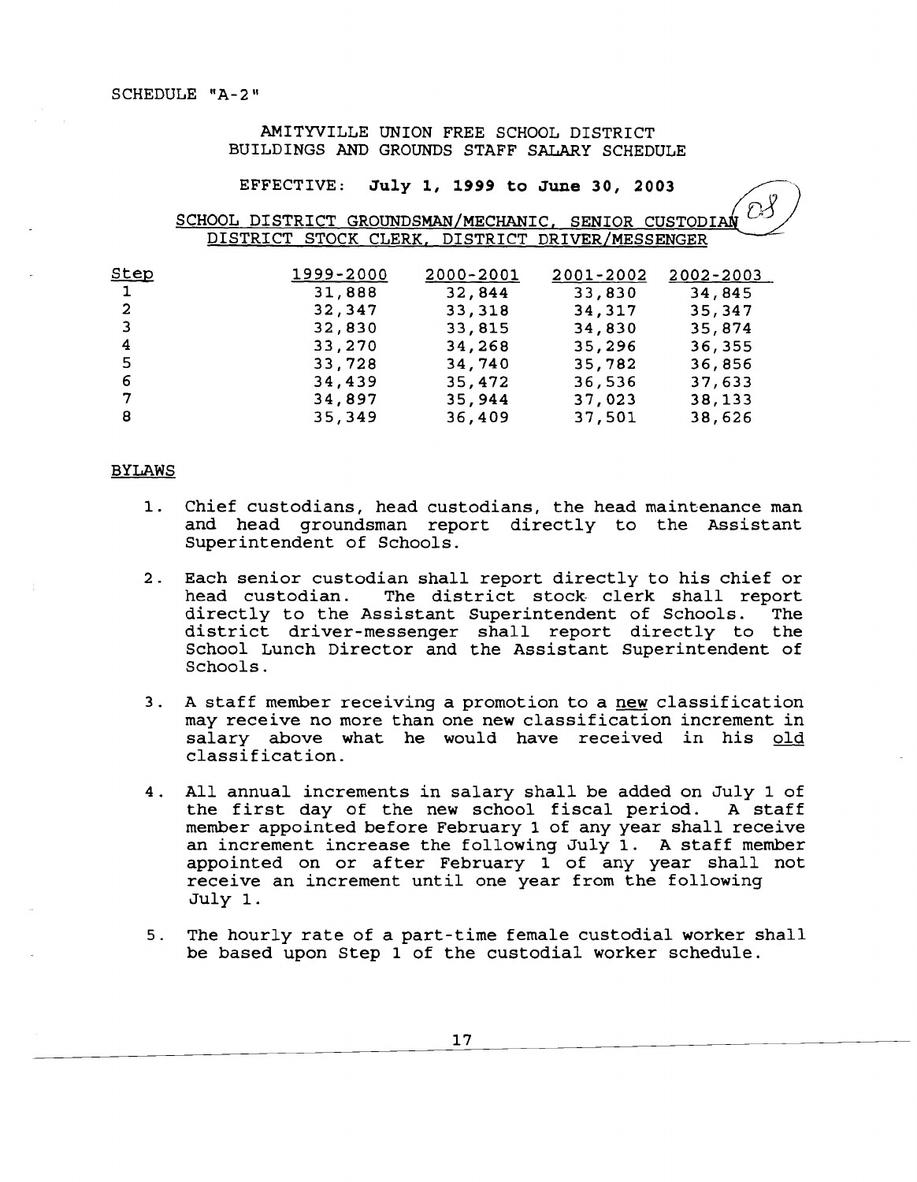SCHEDULE "A-2"

# AMITYVILLE UNION FREE SCHOOL DISTRICT
## BUILDINGS AND GROUNDS STAFF SALARY SCHEDULE

EFFECTIVE: **July 1, 1999 to June 30, 2003**

SCHOOL DISTRICT GROUNDSMAN/MECHANIC, SENIOR CUSTODIAN
DISTRICT STOCK CLERK, DISTRICT DRIVER/MESSENGER

| Step | 1999-2000 | 2000-2001 | 2001-2002 | 2002-2003 |
|---|---|---|---|---|
| 1 | 31,888 | 32,844 | 33,830 | 34,845 |
| 2 | 32,347 | 33,318 | 34,317 | 35,347 |
| 3 | 32,830 | 33,815 | 34,830 | 35,874 |
| 4 | 33,270 | 34,268 | 35,296 | 36,355 |
| 5 | 33,728 | 34,740 | 35,782 | 36,856 |
| 6 | 34,439 | 35,472 | 36,536 | 37,633 |
| 7 | 34,897 | 35,944 | 37,023 | 38,133 |
| 8 | 35,349 | 36,409 | 37,501 | 38,626 |

BYLAWS

1. Chief custodians, head custodians, the head maintenance man and head groundsman report directly to the Assistant Superintendent of Schools.

2. Each senior custodian shall report directly to his chief or head custodian. The district stock clerk shall report directly to the Assistant Superintendent of Schools. The district driver-messenger shall report directly to the School Lunch Director and the Assistant Superintendent of Schools.

3. A staff member receiving a promotion to a new classification may receive no more than one new classification increment in salary above what he would have received in his old classification.

4. All annual increments in salary shall be added on July 1 of the first day of the new school fiscal period. A staff member appointed before February 1 of any year shall receive an increment increase the following July 1. A staff member appointed on or after February 1 of any year shall not receive an increment until one year from the following July 1.

5. The hourly rate of a part-time female custodial worker shall be based upon Step 1 of the custodial worker schedule.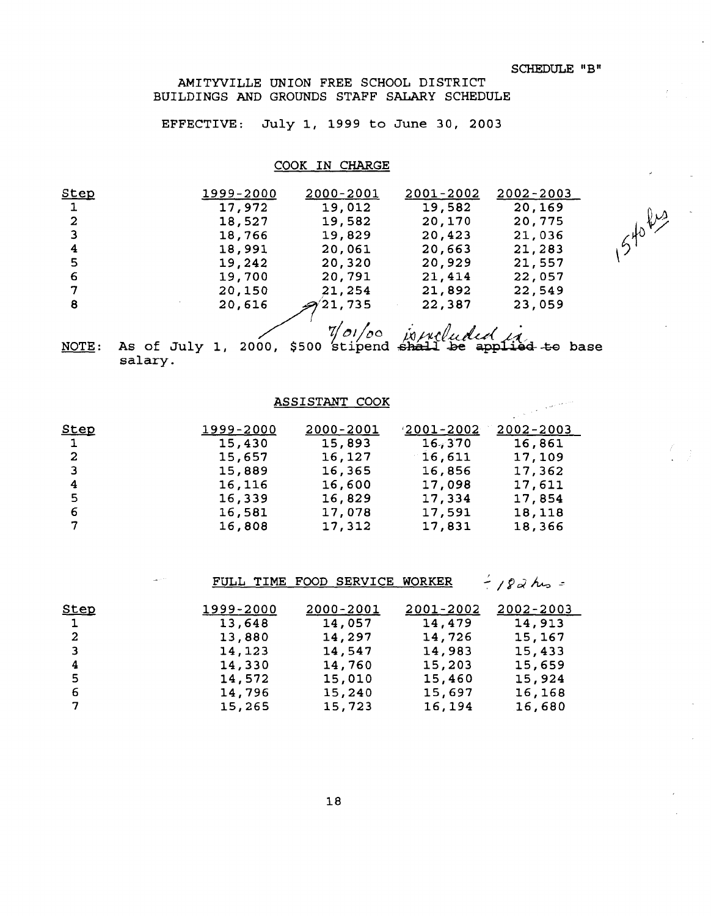SCHEDULE "B"

# AMITYVILLE UNION FREE SCHOOL DISTRICT
## BUILDINGS AND GROUNDS STAFF SALARY SCHEDULE

EFFECTIVE: July 1, 1999 to June 30, 2003

### COOK IN CHARGE

1540 hrs

| Step | 1999-2000 | 2000-2001 | 2001-2002 | 2002-2003 |
|---|---|---|---|---|
| 1 | 17,972 | 19,012 | 19,582 | 20,169 |
| 2 | 18,527 | 19,582 | 20,170 | 20,775 |
| 3 | 18,766 | 19,829 | 20,423 | 21,036 |
| 4 | 18,991 | 20,061 | 20,663 | 21,283 |
| 5 | 19,242 | 20,320 | 20,929 | 21,557 |
| 6 | 19,700 | 20,791 | 21,414 | 22,057 |
| 7 | 20,150 | 21,254 | 21,892 | 22,549 |
| 8 | 20,616 | 21,735 | 22,387 | 23,059 |

NOTE: As of July 1, 2000, $500 stipend ~~shall be applied to~~ *7/01/00 is included in* base salary.

### ASSISTANT COOK

| Step | 1999-2000 | 2000-2001 | 2001-2002 | 2002-2003 |
|---|---|---|---|---|
| 1 | 15,430 | 15,893 | 16,370 | 16,861 |
| 2 | 15,657 | 16,127 | 16,611 | 17,109 |
| 3 | 15,889 | 16,365 | 16,856 | 17,362 |
| 4 | 16,116 | 16,600 | 17,098 | 17,611 |
| 5 | 16,339 | 16,829 | 17,334 | 17,854 |
| 6 | 16,581 | 17,078 | 17,591 | 18,118 |
| 7 | 16,808 | 17,312 | 17,831 | 18,366 |

### FULL TIME FOOD SERVICE WORKER

÷ 182 hrs =

| Step | 1999-2000 | 2000-2001 | 2001-2002 | 2002-2003 |
|---|---|---|---|---|
| 1 | 13,648 | 14,057 | 14,479 | 14,913 |
| 2 | 13,880 | 14,297 | 14,726 | 15,167 |
| 3 | 14,123 | 14,547 | 14,983 | 15,433 |
| 4 | 14,330 | 14,760 | 15,203 | 15,659 |
| 5 | 14,572 | 15,010 | 15,460 | 15,924 |
| 6 | 14,796 | 15,240 | 15,697 | 16,168 |
| 7 | 15,265 | 15,723 | 16,194 | 16,680 |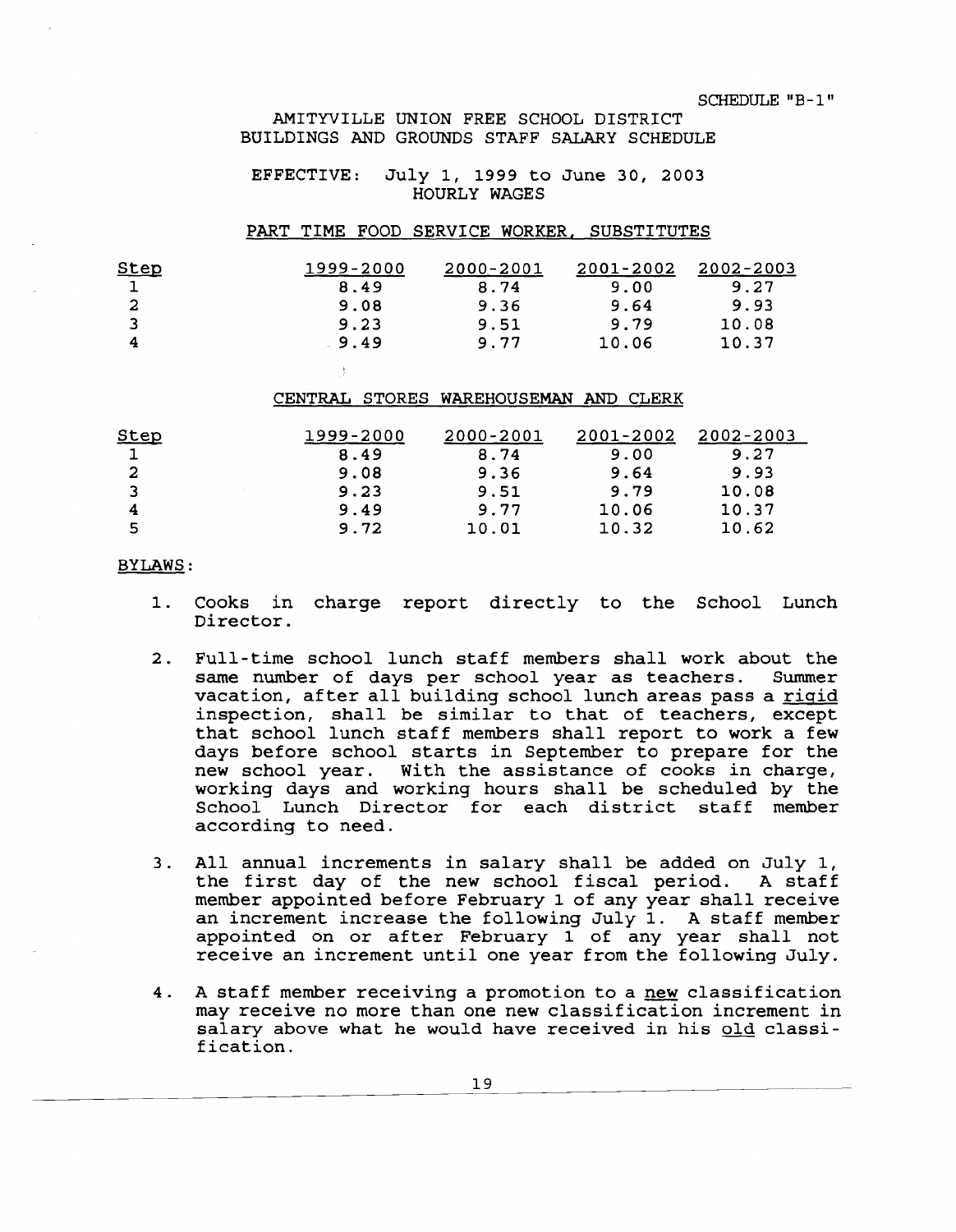SCHEDULE "B-1"

# AMITYVILLE UNION FREE SCHOOL DISTRICT
## BUILDINGS AND GROUNDS STAFF SALARY SCHEDULE

EFFECTIVE: July 1, 1999 to June 30, 2003
HOURLY WAGES

### PART TIME FOOD SERVICE WORKER, SUBSTITUTES

| Step | 1999-2000 | 2000-2001 | 2001-2002 | 2002-2003 |
|---|---|---|---|---|
| 1 | 8.49 | 8.74 | 9.00 | 9.27 |
| 2 | 9.08 | 9.36 | 9.64 | 9.93 |
| 3 | 9.23 | 9.51 | 9.79 | 10.08 |
| 4 | 9.49 | 9.77 | 10.06 | 10.37 |

### CENTRAL STORES WAREHOUSEMAN AND CLERK

| Step | 1999-2000 | 2000-2001 | 2001-2002 | 2002-2003 |
|---|---|---|---|---|
| 1 | 8.49 | 8.74 | 9.00 | 9.27 |
| 2 | 9.08 | 9.36 | 9.64 | 9.93 |
| 3 | 9.23 | 9.51 | 9.79 | 10.08 |
| 4 | 9.49 | 9.77 | 10.06 | 10.37 |
| 5 | 9.72 | 10.01 | 10.32 | 10.62 |

BYLAWS:

1. Cooks in charge report directly to the School Lunch Director.

2. Full-time school lunch staff members shall work about the same number of days per school year as teachers. Summer vacation, after all building school lunch areas pass a rigid inspection, shall be similar to that of teachers, except that school lunch staff members shall report to work a few days before school starts in September to prepare for the new school year. With the assistance of cooks in charge, working days and working hours shall be scheduled by the School Lunch Director for each district staff member according to need.

3. All annual increments in salary shall be added on July 1, the first day of the new school fiscal period. A staff member appointed before February 1 of any year shall receive an increment increase the following July 1. A staff member appointed on or after February 1 of any year shall not receive an increment until one year from the following July.

4. A staff member receiving a promotion to a new classification may receive no more than one new classification increment in salary above what he would have received in his old classification.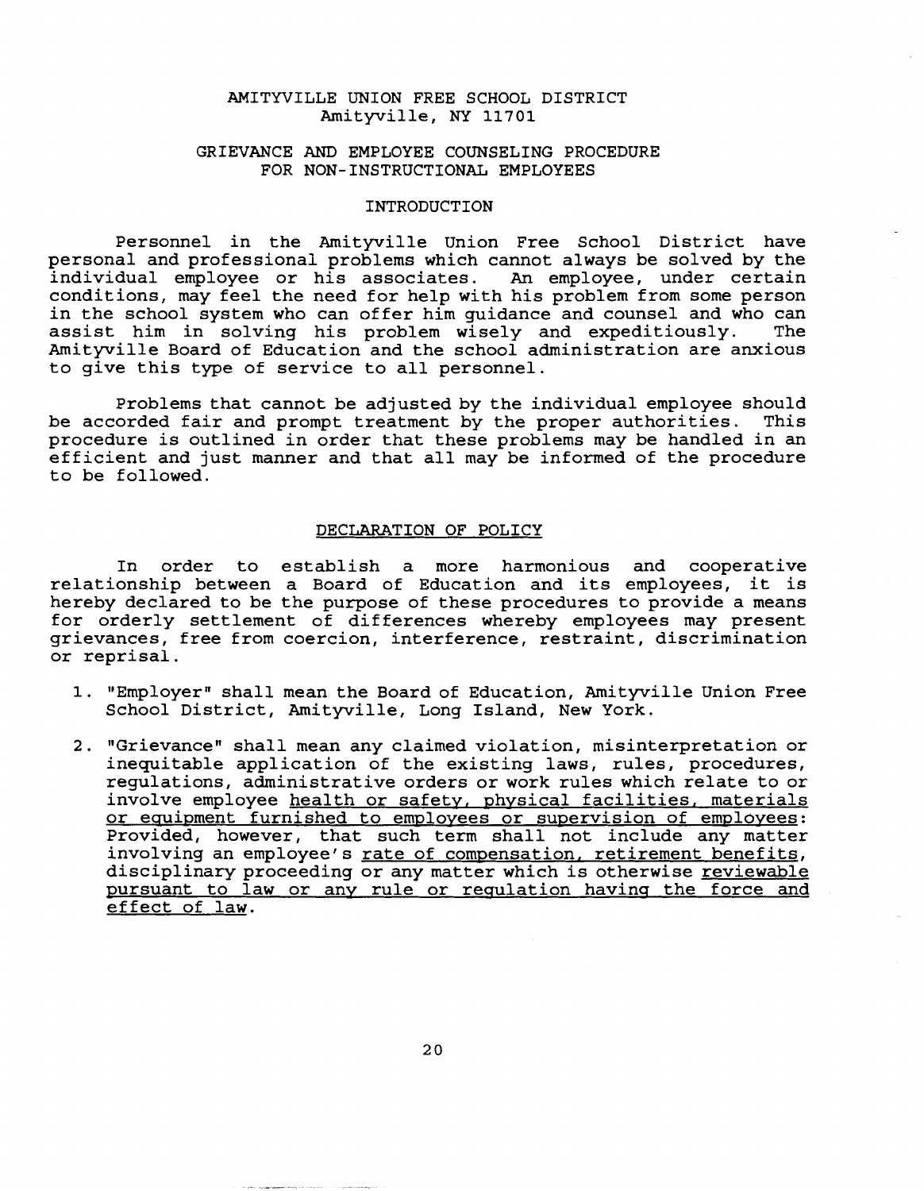AMITYVILLE UNION FREE SCHOOL DISTRICT
Amityville, NY 11701

GRIEVANCE AND EMPLOYEE COUNSELING PROCEDURE
FOR NON-INSTRUCTIONAL EMPLOYEES

## INTRODUCTION

Personnel in the Amityville Union Free School District have personal and professional problems which cannot always be solved by the individual employee or his associates. An employee, under certain conditions, may feel the need for help with his problem from some person in the school system who can offer him guidance and counsel and who can assist him in solving his problem wisely and expeditiously. The Amityville Board of Education and the school administration are anxious to give this type of service to all personnel.

Problems that cannot be adjusted by the individual employee should be accorded fair and prompt treatment by the proper authorities. This procedure is outlined in order that these problems may be handled in an efficient and just manner and that all may be informed of the procedure to be followed.

## DECLARATION OF POLICY

In order to establish a more harmonious and cooperative relationship between a Board of Education and its employees, it is hereby declared to be the purpose of these procedures to provide a means for orderly settlement of differences whereby employees may present grievances, free from coercion, interference, restraint, discrimination or reprisal.

1. "Employer" shall mean the Board of Education, Amityville Union Free School District, Amityville, Long Island, New York.

2. "Grievance" shall mean any claimed violation, misinterpretation or inequitable application of the existing laws, rules, procedures, regulations, administrative orders or work rules which relate to or involve employee <u>health or safety, physical facilities, materials or equipment furnished to employees or supervision of employees</u>: Provided, however, that such term shall not include any matter involving an employee's <u>rate of compensation, retirement benefits</u>, disciplinary proceeding or any matter which is otherwise <u>reviewable pursuant to law or any rule or regulation having the force and effect of law</u>.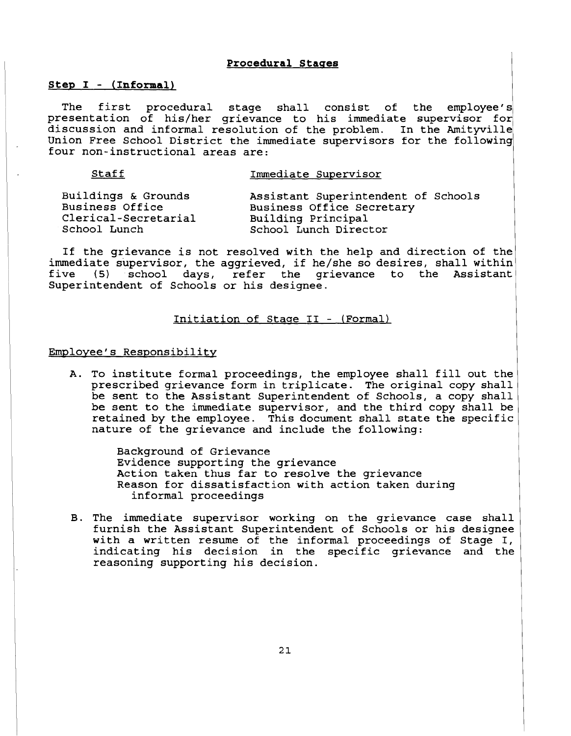## Procedural Stages

### Step I - (Informal)

The first procedural stage shall consist of the employee's presentation of his/her grievance to his immediate supervisor for discussion and informal resolution of the problem. In the Amityville Union Free School District the immediate supervisors for the following four non-instructional areas are:

| Staff | Immediate Supervisor |
|---|---|
| Buildings & Grounds | Assistant Superintendent of Schools |
| Business Office | Business Office Secretary |
| Clerical-Secretarial | Building Principal |
| School Lunch | School Lunch Director |

If the grievance is not resolved with the help and direction of the immediate supervisor, the aggrieved, if he/she so desires, shall within five (5) school days, refer the grievance to the Assistant Superintendent of Schools or his designee.

### Initiation of Stage II - (Formal)

#### Employee's Responsibility

A. To institute formal proceedings, the employee shall fill out the prescribed grievance form in triplicate. The original copy shall be sent to the Assistant Superintendent of Schools, a copy shall be sent to the immediate supervisor, and the third copy shall be retained by the employee. This document shall state the specific nature of the grievance and include the following:

    Background of Grievance
    Evidence supporting the grievance
    Action taken thus far to resolve the grievance
    Reason for dissatisfaction with action taken during informal proceedings

B. The immediate supervisor working on the grievance case shall furnish the Assistant Superintendent of Schools or his designee with a written resume of the informal proceedings of Stage I, indicating his decision in the specific grievance and the reasoning supporting his decision.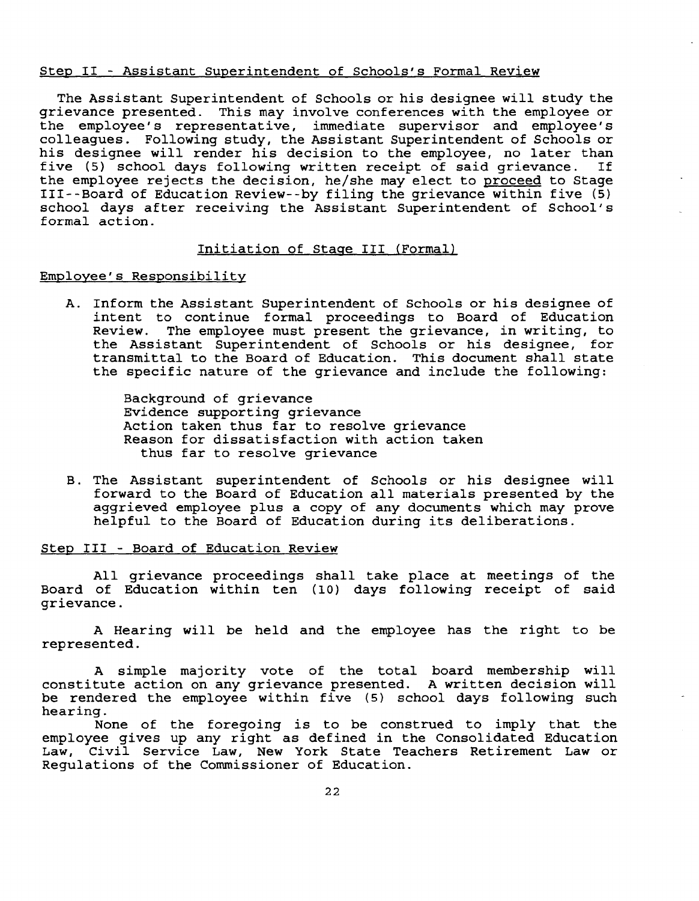Step II - Assistant Superintendent of Schools's Formal Review

The Assistant Superintendent of Schools or his designee will study the grievance presented. This may involve conferences with the employee or the employee's representative, immediate supervisor and employee's colleagues. Following study, the Assistant Superintendent of Schools or his designee will render his decision to the employee, no later than five (5) school days following written receipt of said grievance. If the employee rejects the decision, he/she may elect to proceed to Stage III--Board of Education Review--by filing the grievance within five (5) school days after receiving the Assistant Superintendent of School's formal action.

Initiation of Stage III (Formal)

Employee's Responsibility

A. Inform the Assistant Superintendent of Schools or his designee of intent to continue formal proceedings to Board of Education Review. The employee must present the grievance, in writing, to the Assistant Superintendent of Schools or his designee, for transmittal to the Board of Education. This document shall state the specific nature of the grievance and include the following:

   Background of grievance
   Evidence supporting grievance
   Action taken thus far to resolve grievance
   Reason for dissatisfaction with action taken thus far to resolve grievance

B. The Assistant superintendent of Schools or his designee will forward to the Board of Education all materials presented by the aggrieved employee plus a copy of any documents which may prove helpful to the Board of Education during its deliberations.

Step III - Board of Education Review

All grievance proceedings shall take place at meetings of the Board of Education within ten (10) days following receipt of said grievance.

A Hearing will be held and the employee has the right to be represented.

A simple majority vote of the total board membership will constitute action on any grievance presented. A written decision will be rendered the employee within five (5) school days following such hearing.

None of the foregoing is to be construed to imply that the employee gives up any right as defined in the Consolidated Education Law, Civil Service Law, New York State Teachers Retirement Law or Regulations of the Commissioner of Education.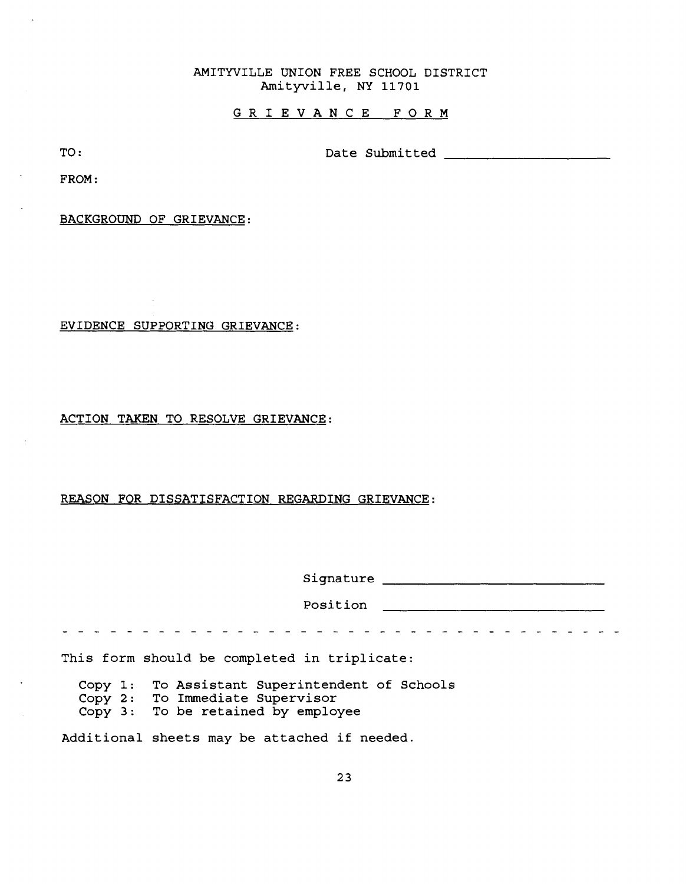AMITYVILLE UNION FREE SCHOOL DISTRICT
Amityville, NY 11701

# GRIEVANCE FORM

TO: Date Submitted ____________________

FROM:

BACKGROUND OF GRIEVANCE:

EVIDENCE SUPPORTING GRIEVANCE:

ACTION TAKEN TO RESOLVE GRIEVANCE:

REASON FOR DISSATISFACTION REGARDING GRIEVANCE:

Signature ____________________________

Position ____________________________

- - - - - - - - - - - - - - - - - - - - - - - - - - - - - - - - - - - -

This form should be completed in triplicate:

Copy 1: To Assistant Superintendent of Schools
Copy 2: To Immediate Supervisor
Copy 3: To be retained by employee

Additional sheets may be attached if needed.